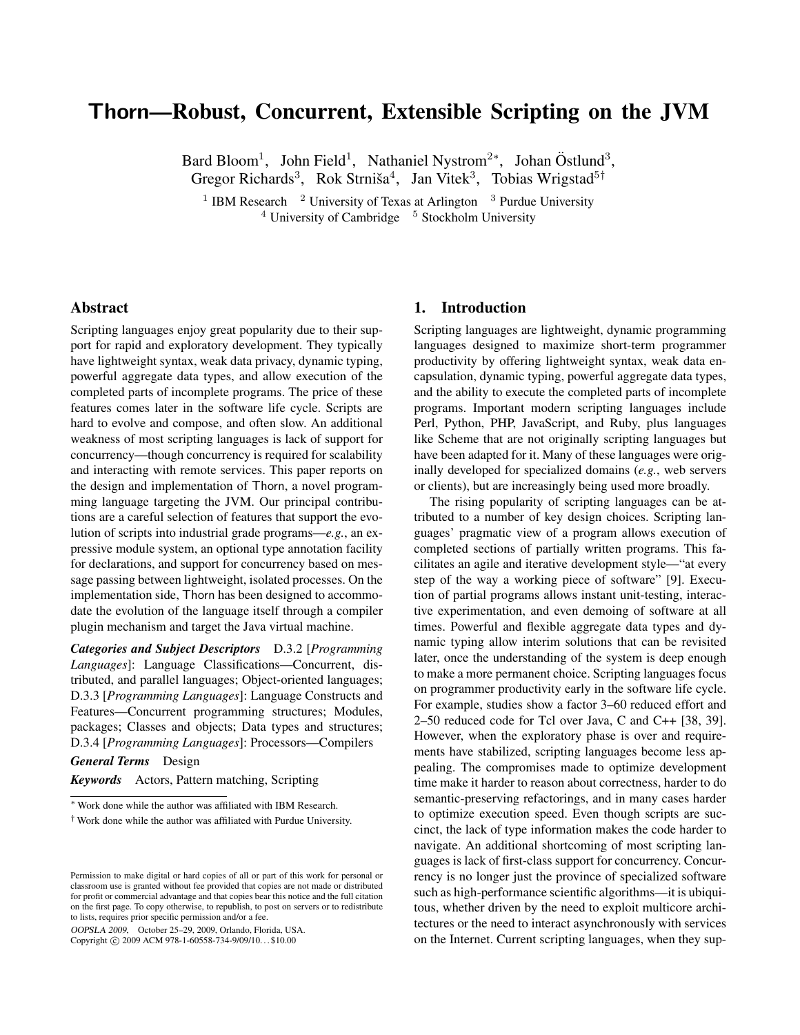# Thorn—Robust, Concurrent, Extensible Scripting on the JVM

Bard Bloom[1], John Field[1], Nathaniel Nystrom[2*], Johan Östlund[3], Gregor Richards[3], Rok Strniša[4], Jan Vitek[3], Tobias Wrigstad[5†]

[1] IBM Research [2] University of Texas at Arlington [3] Purdue University
[4] University of Cambridge [5] Stockholm University

## Abstract

Scripting languages enjoy great popularity due to their support for rapid and exploratory development. They typically have lightweight syntax, weak data privacy, dynamic typing, powerful aggregate data types, and allow execution of the completed parts of incomplete programs. The price of these features comes later in the software life cycle. Scripts are hard to evolve and compose, and often slow. An additional weakness of most scripting languages is lack of support for concurrency—though concurrency is required for scalability and interacting with remote services. This paper reports on the design and implementation of Thorn, a novel programming language targeting the JVM. Our principal contributions are a careful selection of features that support the evolution of scripts into industrial grade programs—*e.g.*, an expressive module system, an optional type annotation facility for declarations, and support for concurrency based on message passing between lightweight, isolated processes. On the implementation side, Thorn has been designed to accommodate the evolution of the language itself through a compiler plugin mechanism and target the Java virtual machine.

***Categories and Subject Descriptors*** D.3.2 [*Programming Languages*]: Language Classifications—Concurrent, distributed, and parallel languages; Object-oriented languages; D.3.3 [*Programming Languages*]: Language Constructs and Features—Concurrent programming structures; Modules, packages; Classes and objects; Data types and structures; D.3.4 [*Programming Languages*]: Processors—Compilers

***General Terms*** Design

***Keywords*** Actors, Pattern matching, Scripting

* Work done while the author was affiliated with IBM Research.

† Work done while the author was affiliated with Purdue University.

Permission to make digital or hard copies of all or part of this work for personal or classroom use is granted without fee provided that copies are not made or distributed for profit or commercial advantage and that copies bear this notice and the full citation on the first page. To copy otherwise, to republish, to post on servers or to redistribute to lists, requires prior specific permission and/or a fee.

*OOPSLA 2009,* October 25–29, 2009, Orlando, Florida, USA.
Copyright © 2009 ACM 978-1-60558-734-9/09/10... $10.00

## 1. Introduction

Scripting languages are lightweight, dynamic programming languages designed to maximize short-term programmer productivity by offering lightweight syntax, weak data encapsulation, dynamic typing, powerful aggregate data types, and the ability to execute the completed parts of incomplete programs. Important modern scripting languages include Perl, Python, PHP, JavaScript, and Ruby, plus languages like Scheme that are not originally scripting languages but have been adapted for it. Many of these languages were originally developed for specialized domains (*e.g.*, web servers or clients), but are increasingly being used more broadly.

The rising popularity of scripting languages can be attributed to a number of key design choices. Scripting languages' pragmatic view of a program allows execution of completed sections of partially written programs. This facilitates an agile and iterative development style—"at every step of the way a working piece of software" [9]. Execution of partial programs allows instant unit-testing, interactive experimentation, and even demoing of software at all times. Powerful and flexible aggregate data types and dynamic typing allow interim solutions that can be revisited later, once the understanding of the system is deep enough to make a more permanent choice. Scripting languages focus on programmer productivity early in the software life cycle. For example, studies show a factor 3–60 reduced effort and 2–50 reduced code for Tcl over Java, C and C++ [38, 39]. However, when the exploratory phase is over and requirements have stabilized, scripting languages become less appealing. The compromises made to optimize development time make it harder to reason about correctness, harder to do semantic-preserving refactorings, and in many cases harder to optimize execution speed. Even though scripts are succinct, the lack of type information makes the code harder to navigate. An additional shortcoming of most scripting languages is lack of first-class support for concurrency. Concurrency is no longer just the province of specialized software such as high-performance scientific algorithms—it is ubiquitous, whether driven by the need to exploit multicore architectures or the need to interact asynchronously with services on the Internet. Current scripting languages, when they sup-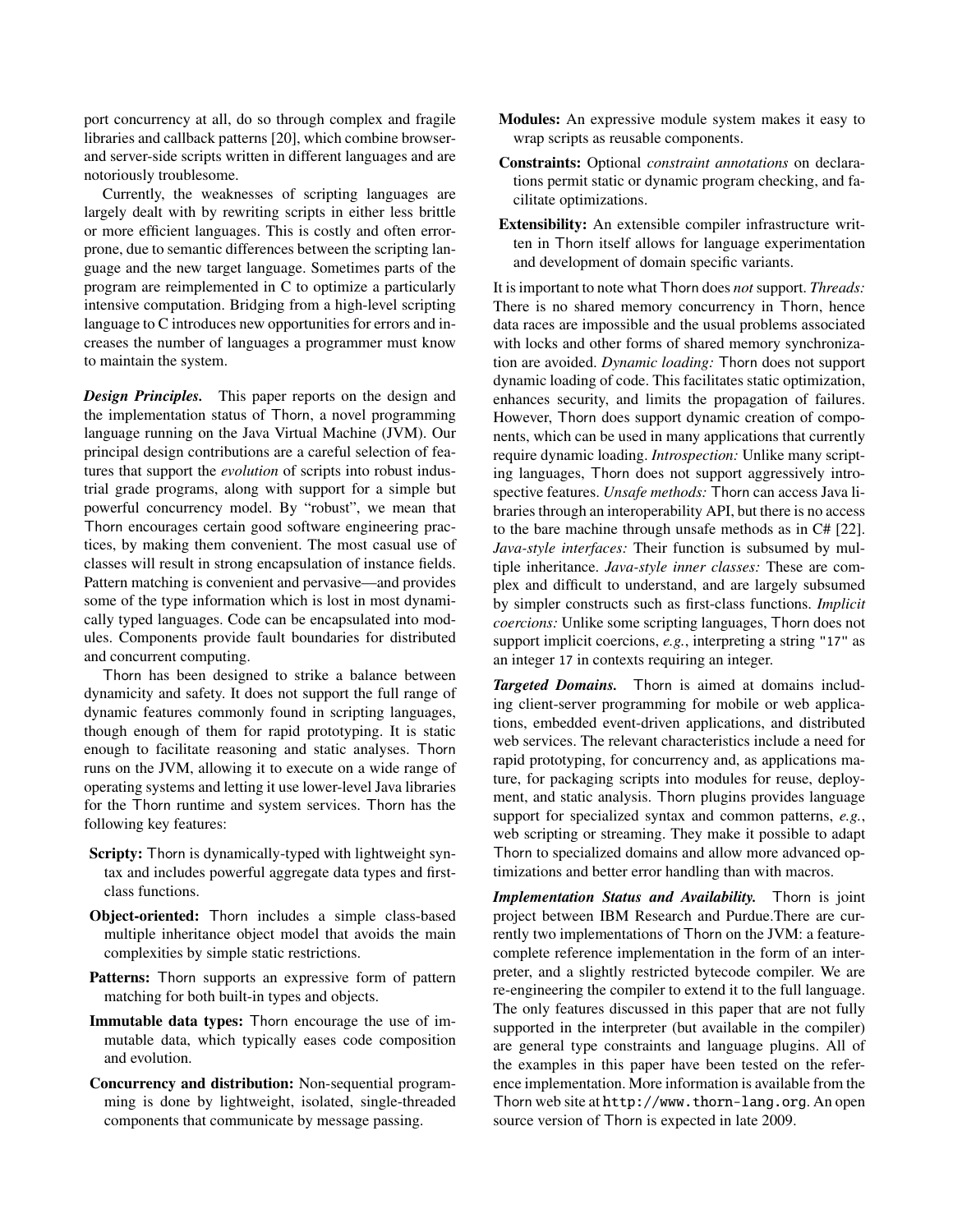port concurrency at all, do so through complex and fragile libraries and callback patterns [20], which combine browser- and server-side scripts written in different languages and are notoriously troublesome.

Currently, the weaknesses of scripting languages are largely dealt with by rewriting scripts in either less brittle or more efficient languages. This is costly and often error-prone, due to semantic differences between the scripting language and the new target language. Sometimes parts of the program are reimplemented in C to optimize a particularly intensive computation. Bridging from a high-level scripting language to C introduces new opportunities for errors and increases the number of languages a programmer must know to maintain the system.

***Design Principles.*** This paper reports on the design and the implementation status of Thorn, a novel programming language running on the Java Virtual Machine (JVM). Our principal design contributions are a careful selection of features that support the *evolution* of scripts into robust industrial grade programs, along with support for a simple but powerful concurrency model. By "robust", we mean that Thorn encourages certain good software engineering practices, by making them convenient. The most casual use of classes will result in strong encapsulation of instance fields. Pattern matching is convenient and pervasive—and provides some of the type information which is lost in most dynamically typed languages. Code can be encapsulated into modules. Components provide fault boundaries for distributed and concurrent computing.

Thorn has been designed to strike a balance between dynamicity and safety. It does not support the full range of dynamic features commonly found in scripting languages, though enough of them for rapid prototyping. It is static enough to facilitate reasoning and static analyses. Thorn runs on the JVM, allowing it to execute on a wide range of operating systems and letting it use lower-level Java libraries for the Thorn runtime and system services. Thorn has the following key features:

- **Scripty:** Thorn is dynamically-typed with lightweight syntax and includes powerful aggregate data types and first-class functions.
- **Object-oriented:** Thorn includes a simple class-based multiple inheritance object model that avoids the main complexities by simple static restrictions.
- **Patterns:** Thorn supports an expressive form of pattern matching for both built-in types and objects.
- **Immutable data types:** Thorn encourage the use of immutable data, which typically eases code composition and evolution.
- **Concurrency and distribution:** Non-sequential programming is done by lightweight, isolated, single-threaded components that communicate by message passing.
- **Modules:** An expressive module system makes it easy to wrap scripts as reusable components.
- **Constraints:** Optional *constraint annotations* on declarations permit static or dynamic program checking, and facilitate optimizations.
- **Extensibility:** An extensible compiler infrastructure written in Thorn itself allows for language experimentation and development of domain specific variants.

It is important to note what Thorn does *not* support. *Threads:* There is no shared memory concurrency in Thorn, hence data races are impossible and the usual problems associated with locks and other forms of shared memory synchronization are avoided. *Dynamic loading:* Thorn does not support dynamic loading of code. This facilitates static optimization, enhances security, and limits the propagation of failures. However, Thorn does support dynamic creation of components, which can be used in many applications that currently require dynamic loading. *Introspection:* Unlike many scripting languages, Thorn does not support aggressively introspective features. *Unsafe methods:* Thorn can access Java libraries through an interoperability API, but there is no access to the bare machine through unsafe methods as in C# [22]. *Java-style interfaces:* Their function is subsumed by multiple inheritance. *Java-style inner classes:* These are complex and difficult to understand, and are largely subsumed by simpler constructs such as first-class functions. *Implicit coercions:* Unlike some scripting languages, Thorn does not support implicit coercions, *e.g.*, interpreting a string `"17"` as an integer `17` in contexts requiring an integer.

***Targeted Domains.*** Thorn is aimed at domains including client-server programming for mobile or web applications, embedded event-driven applications, and distributed web services. The relevant characteristics include a need for rapid prototyping, for concurrency and, as applications mature, for packaging scripts into modules for reuse, deployment, and static analysis. Thorn plugins provides language support for specialized syntax and common patterns, *e.g.*, web scripting or streaming. They make it possible to adapt Thorn to specialized domains and allow more advanced optimizations and better error handling than with macros.

***Implementation Status and Availability.*** Thorn is joint project between IBM Research and Purdue.There are currently two implementations of Thorn on the JVM: a feature-complete reference implementation in the form of an interpreter, and a slightly restricted bytecode compiler. We are re-engineering the compiler to extend it to the full language. The only features discussed in this paper that are not fully supported in the interpreter (but available in the compiler) are general type constraints and language plugins. All of the examples in this paper have been tested on the reference implementation. More information is available from the Thorn web site at `http://www.thorn-lang.org`. An open source version of Thorn is expected in late 2009.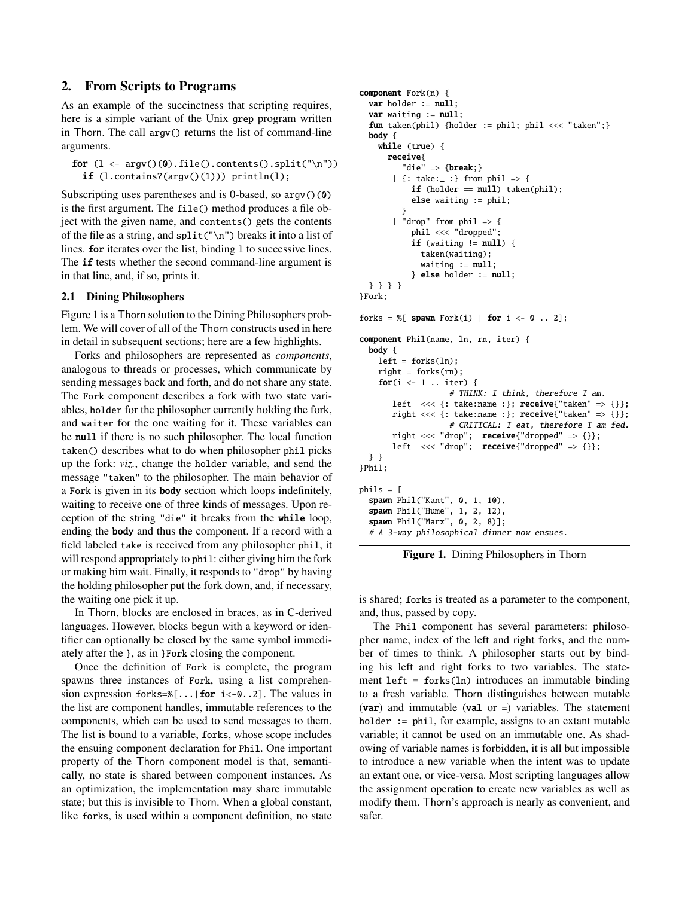## 2. From Scripts to Programs

As an example of the succinctness that scripting requires, here is a simple variant of the Unix `grep` program written in Thorn. The call `argv()` returns the list of command-line arguments.

```
for (l <- argv()(0).file().contents().split("\n"))
  if (l.contains?(argv()(1))) println(l);
```

Subscripting uses parentheses and is 0-based, so `argv()(0)` is the first argument. The `file()` method produces a file object with the given name, and `contents()` gets the contents of the file as a string, and `split("\n")` breaks it into a list of lines. **for** iterates over the list, binding `l` to successive lines. The **if** tests whether the second command-line argument is in that line, and, if so, prints it.

### 2.1 Dining Philosophers

Figure 1 is a Thorn solution to the Dining Philosophers problem. We will cover of all of the Thorn constructs used in here in detail in subsequent sections; here are a few highlights.

Forks and philosophers are represented as *components*, analogous to threads or processes, which communicate by sending messages back and forth, and do not share any state. The `Fork` component describes a fork with two state variables, `holder` for the philosopher currently holding the fork, and `waiter` for the one waiting for it. These variables can be **null** if there is no such philosopher. The local function `taken()` describes what to do when philosopher `phil` picks up the fork: *viz.*, change the `holder` variable, and send the message `"taken"` to the philosopher. The main behavior of a `Fork` is given in its **body** section which loops indefinitely, waiting to receive one of three kinds of messages. Upon reception of the string `"die"` it breaks from the **while** loop, ending the **body** and thus the component. If a record with a field labeled `take` is received from any philosopher `phil`, it will respond appropriately to `phil`: either giving him the fork or making him wait. Finally, it responds to `"drop"` by having the holding philosopher put the fork down, and, if necessary, the waiting one pick it up.

In Thorn, blocks are enclosed in braces, as in C-derived languages. However, blocks begun with a keyword or identifier can optionally be closed by the same symbol immediately after the `}`, as in `}Fork` closing the component.

Once the definition of `Fork` is complete, the program spawns three instances of `Fork`, using a list comprehension expression `forks=%[...|for i<-0..2]`. The values in the list are component handles, immutable references to the components, which can be used to send messages to them. The list is bound to a variable, `forks`, whose scope includes the ensuing component declaration for `Phil`. One important property of the Thorn component model is that, semantically, no state is shared between component instances. As an optimization, the implementation may share immutable state; but this is invisible to Thorn. When a global constant, like `forks`, is used within a component definition, no state is shared; `forks` is treated as a parameter to the component, and, thus, passed by copy.

```
component Fork(n) {
  var holder := null;
  var waiting := null;
  fun taken(phil) {holder := phil; phil <<< "taken";}
  body {
    while (true) {
      receive{
         "die" => {break;}
       | {: take:_ :} from phil => {
           if (holder == null) taken(phil);
           else waiting := phil;
         }
       | "drop" from phil => {
           phil <<< "dropped";
           if (waiting != null) {
             taken(waiting);
             waiting := null;
           } else holder := null;
  } } } }
}Fork;

forks = %[ spawn Fork(i) | for i <- 0 .. 2];

component Phil(name, ln, rn, iter) {
  body {
    left = forks(ln);
    right = forks(rn);
    for(i <- 1 .. iter) {
                    # THINK: I think, therefore I am.
       left  <<< {: take:name :}; receive{"taken" => {}};
       right <<< {: take:name :}; receive{"taken" => {}};
                    # CRITICAL: I eat, therefore I am fed.
       right <<< "drop";  receive{"dropped" => {}};
       left  <<< "drop";  receive{"dropped" => {}};
  } }
}Phil;

phils = [
  spawn Phil("Kant", 0, 1, 10),
  spawn Phil("Hume", 1, 2, 12),
  spawn Phil("Marx", 0, 2, 8)];
  # A 3-way philosophical dinner now ensues.
```

**Figure 1.** Dining Philosophers in Thorn

The `Phil` component has several parameters: philosopher name, index of the left and right forks, and the number of times to think. A philosopher starts out by binding his left and right forks to two variables. The statement `left = forks(ln)` introduces an immutable binding to a fresh variable. Thorn distinguishes between mutable (**var**) and immutable (**val** or `=`) variables. The statement `holder := phil`, for example, assigns to an extant mutable variable; it cannot be used on an immutable one. As shadowing of variable names is forbidden, it is all but impossible to introduce a new variable when the intent was to update an extant one, or vice-versa. Most scripting languages allow the assignment operation to create new variables as well as modify them. Thorn's approach is nearly as convenient, and safer.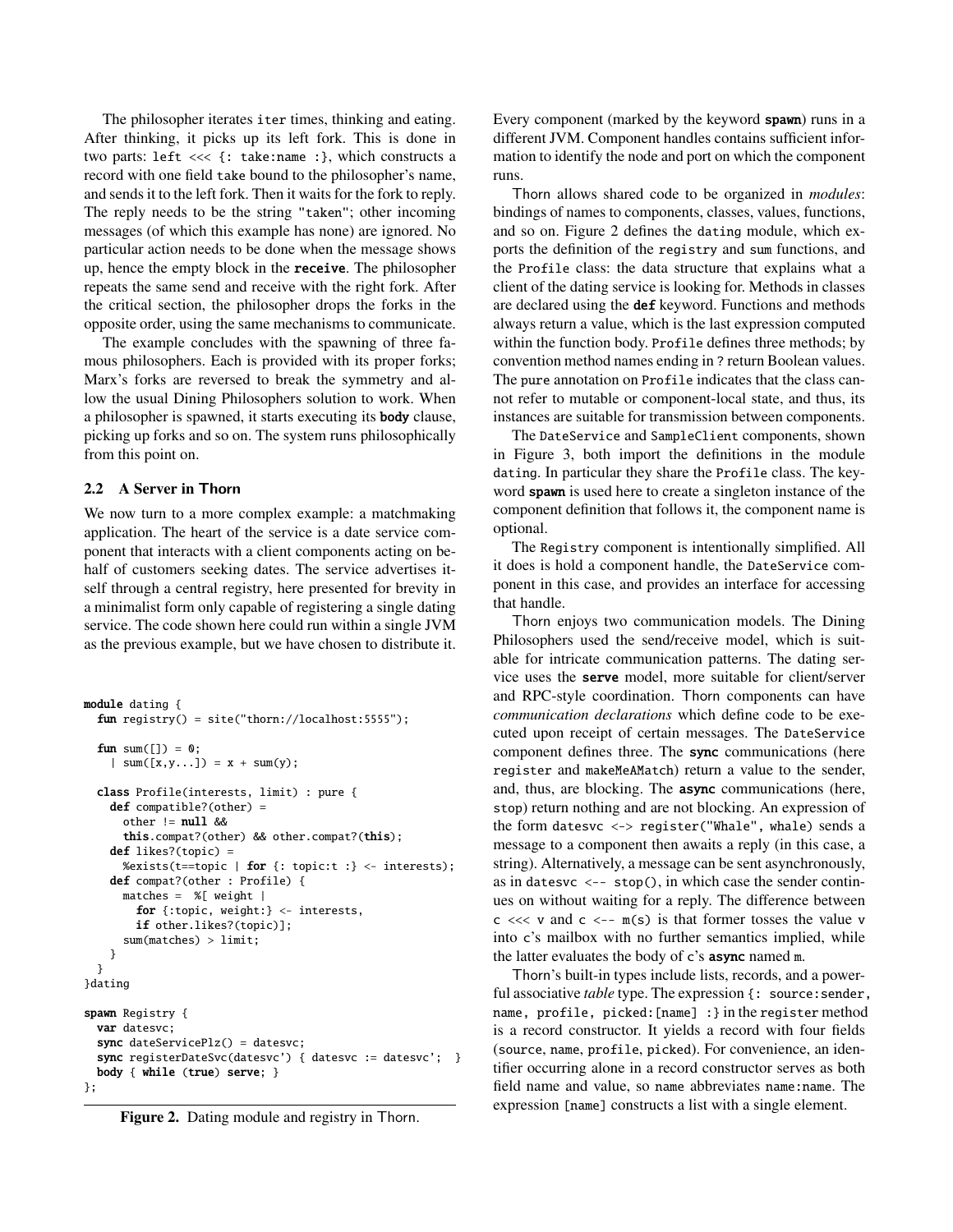The philosopher iterates iter times, thinking and eating. After thinking, it picks up its left fork. This is done in two parts: `left <<< {: take:name :}`, which constructs a record with one field `take` bound to the philosopher's name, and sends it to the left fork. Then it waits for the fork to reply. The reply needs to be the string `"taken"`; other incoming messages (of which this example has none) are ignored. No particular action needs to be done when the message shows up, hence the empty block in the **receive**. The philosopher repeats the same send and receive with the right fork. After the critical section, the philosopher drops the forks in the opposite order, using the same mechanisms to communicate.

The example concludes with the spawning of three famous philosophers. Each is provided with its proper forks; Marx's forks are reversed to break the symmetry and allow the usual Dining Philosophers solution to work. When a philosopher is spawned, it starts executing its **body** clause, picking up forks and so on. The system runs philosophically from this point on.

### 2.2 A Server in Thorn

We now turn to a more complex example: a matchmaking application. The heart of the service is a date service component that interacts with a client components acting on behalf of customers seeking dates. The service advertises itself through a central registry, here presented for brevity in a minimalist form only capable of registering a single dating service. The code shown here could run within a single JVM as the previous example, but we have chosen to distribute it.

```
module dating {
  fun registry() = site("thorn://localhost:5555");

  fun sum([]) = 0;
    | sum([x,y...]) = x + sum(y);

  class Profile(interests, limit) : pure {
    def compatible?(other) =
      other != null &&
      this.compat?(other) && other.compat?(this);
    def likes?(topic) =
      %exists(t==topic | for {: topic:t :} <- interests);
    def compat?(other : Profile) {
      matches =  %[ weight |
        for {:topic, weight:} <- interests,
        if other.likes?(topic)];
      sum(matches) > limit;
    }
  }
}dating

spawn Registry {
  var datesvc;
  sync dateServicePlz() = datesvc;
  sync registerDateSvc(datesvc') { datesvc := datesvc';  }
  body { while (true) serve; }
};
```

**Figure 2.** Dating module and registry in Thorn.

Every component (marked by the keyword **spawn**) runs in a different JVM. Component handles contains sufficient information to identify the node and port on which the component runs.

Thorn allows shared code to be organized in *modules*: bindings of names to components, classes, values, functions, and so on. Figure 2 defines the `dating` module, which exports the definition of the `registry` and `sum` functions, and the `Profile` class: the data structure that explains what a client of the dating service is looking for. Methods in classes are declared using the **def** keyword. Functions and methods always return a value, which is the last expression computed within the function body. `Profile` defines three methods; by convention method names ending in `?` return Boolean values. The `pure` annotation on `Profile` indicates that the class cannot refer to mutable or component-local state, and thus, its instances are suitable for transmission between components.

The `DateService` and `SampleClient` components, shown in Figure 3, both import the definitions in the module `dating`. In particular they share the `Profile` class. The keyword **spawn** is used here to create a singleton instance of the component definition that follows it, the component name is optional.

The `Registry` component is intentionally simplified. All it does is hold a component handle, the `DateService` component in this case, and provides an interface for accessing that handle.

Thorn enjoys two communication models. The Dining Philosophers used the send/receive model, which is suitable for intricate communication patterns. The dating service uses the **serve** model, more suitable for client/server and RPC-style coordination. Thorn components can have *communication declarations* which define code to be executed upon receipt of certain messages. The `DateService` component defines three. The **sync** communications (here `register` and `makeMeAMatch`) return a value to the sender, and, thus, are blocking. The **async** communications (here, `stop`) return nothing and are not blocking. An expression of the form `datesvc <-> register("Whale", whale)` sends a message to a component then awaits a reply (in this case, a string). Alternatively, a message can be sent asynchronously, as in `datesvc <-- stop()`, in which case the sender continues on without waiting for a reply. The difference between `c <<< v` and `c <-- m(s)` is that former tosses the value `v` into `c`'s mailbox with no further semantics implied, while the latter evaluates the body of `c`'s **async** named `m`.

Thorn's built-in types include lists, records, and a powerful associative *table* type. The expression `{: source:sender, name, profile, picked:[name] :}` in the `register` method is a record constructor. It yields a record with four fields (`source`, `name`, `profile`, `picked`). For convenience, an identifier occurring alone in a record constructor serves as both field name and value, so `name` abbreviates `name:name`. The expression `[name]` constructs a list with a single element.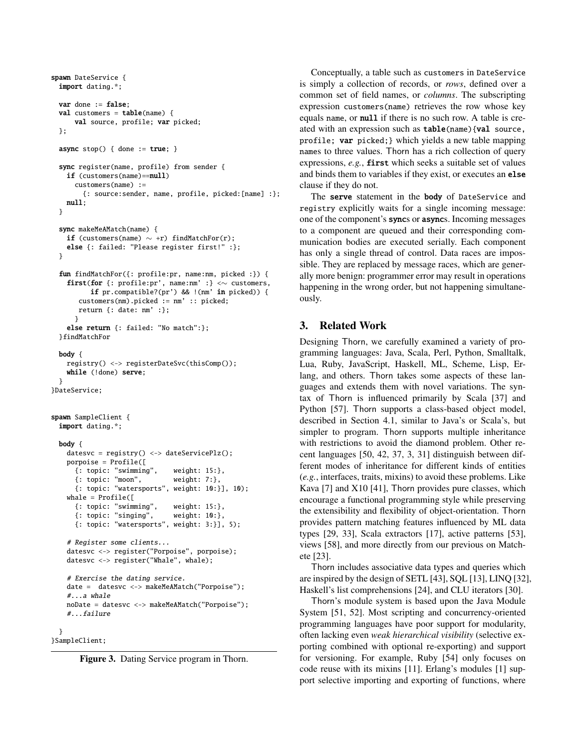```
spawn DateService {
  import dating.*;

  var done := false;
  val customers = table(name) {
      val source, profile; var picked;
  };

  async stop() { done := true; }

  sync register(name, profile) from sender {
    if (customers(name)==null)
      customers(name) :=
        {: source:sender, name, profile, picked:[name] :};
    null;
  }

  sync makeMeAMatch(name) {
    if (customers(name) ~ +r) findMatchFor(r);
    else {: failed: "Please register first!" :};
  }

  fun findMatchFor({: profile:pr, name:nm, picked :}) {
    first(for {: profile:pr', name:nm' :} <~ customers,
          if pr.compatible?(pr') && !(nm' in picked)) {
       customers(nm).picked := nm' :: picked;
       return {: date: nm' :};
      }
    else return {: failed: "No match":};
  }findMatchFor

  body {
    registry() <-> registerDateSvc(thisComp());
    while (!done) serve;
  }
}DateService;


spawn SampleClient {
  import dating.*;

  body {
    datesvc = registry() <-> dateServicePlz();
    porpoise = Profile([
      {: topic: "swimming",    weight: 15:},
      {: topic: "moon",        weight: 7:},
      {: topic: "watersports", weight: 10:}], 10);
    whale = Profile([
      {: topic: "swimming",    weight: 15:},
      {: topic: "singing",     weight: 10:},
      {: topic: "watersports", weight: 3:}], 5);

    # Register some clients...
    datesvc <-> register("Porpoise", porpoise);
    datesvc <-> register("Whale", whale);

    # Exercise the dating service.
    date =  datesvc <-> makeMeAMatch("Porpoise");
    #...a whale
    noDate = datesvc <-> makeMeAMatch("Porpoise");
    #...failure

  }
}SampleClient;
```

**Figure 3.** Dating Service program in Thorn.

Conceptually, a table such as customers in DateService is simply a collection of records, or *rows*, defined over a common set of field names, or *columns*. The subscripting expression customers(name) retrieves the row whose key equals name, or **null** if there is no such row. A table is created with an expression such as **table**(name){**val** source, profile; **var** picked;} which yields a new table mapping names to three values. Thorn has a rich collection of query expressions, *e.g.*, **first** which seeks a suitable set of values and binds them to variables if they exist, or executes an **else** clause if they do not.

The **serve** statement in the **body** of DateService and registry explicitly waits for a single incoming message: one of the component's **sync**s or **async**s. Incoming messages to a component are queued and their corresponding communication bodies are executed serially. Each component has only a single thread of control. Data races are impossible. They are replaced by message races, which are generally more benign: programmer error may result in operations happening in the wrong order, but not happening simultaneously.

## 3. Related Work

Designing Thorn, we carefully examined a variety of programming languages: Java, Scala, Perl, Python, Smalltalk, Lua, Ruby, JavaScript, Haskell, ML, Scheme, Lisp, Erlang, and others. Thorn takes some aspects of these languages and extends them with novel variations. The syntax of Thorn is influenced primarily by Scala [37] and Python [57]. Thorn supports a class-based object model, described in Section 4.1, similar to Java's or Scala's, but simpler to program. Thorn supports multiple inheritance with restrictions to avoid the diamond problem. Other recent languages [50, 42, 37, 3, 31] distinguish between different modes of inheritance for different kinds of entities (*e.g.*, interfaces, traits, mixins) to avoid these problems. Like Kava [7] and X10 [41], Thorn provides pure classes, which encourage a functional programming style while preserving the extensibility and flexibility of object-orientation. Thorn provides pattern matching features influenced by ML data types [29, 33], Scala extractors [17], active patterns [53], views [58], and more directly from our previous on Matchete [23].

Thorn includes associative data types and queries which are inspired by the design of SETL [43], SQL [13], LINQ [32], Haskell's list comprehensions [24], and CLU iterators [30].

Thorn's module system is based upon the Java Module System [51, 52]. Most scripting and concurrency-oriented programming languages have poor support for modularity, often lacking even *weak hierarchical visibility* (selective exporting combined with optional re-exporting) and support for versioning. For example, Ruby [54] only focuses on code reuse with its mixins [11]. Erlang's modules [1] support selective importing and exporting of functions, where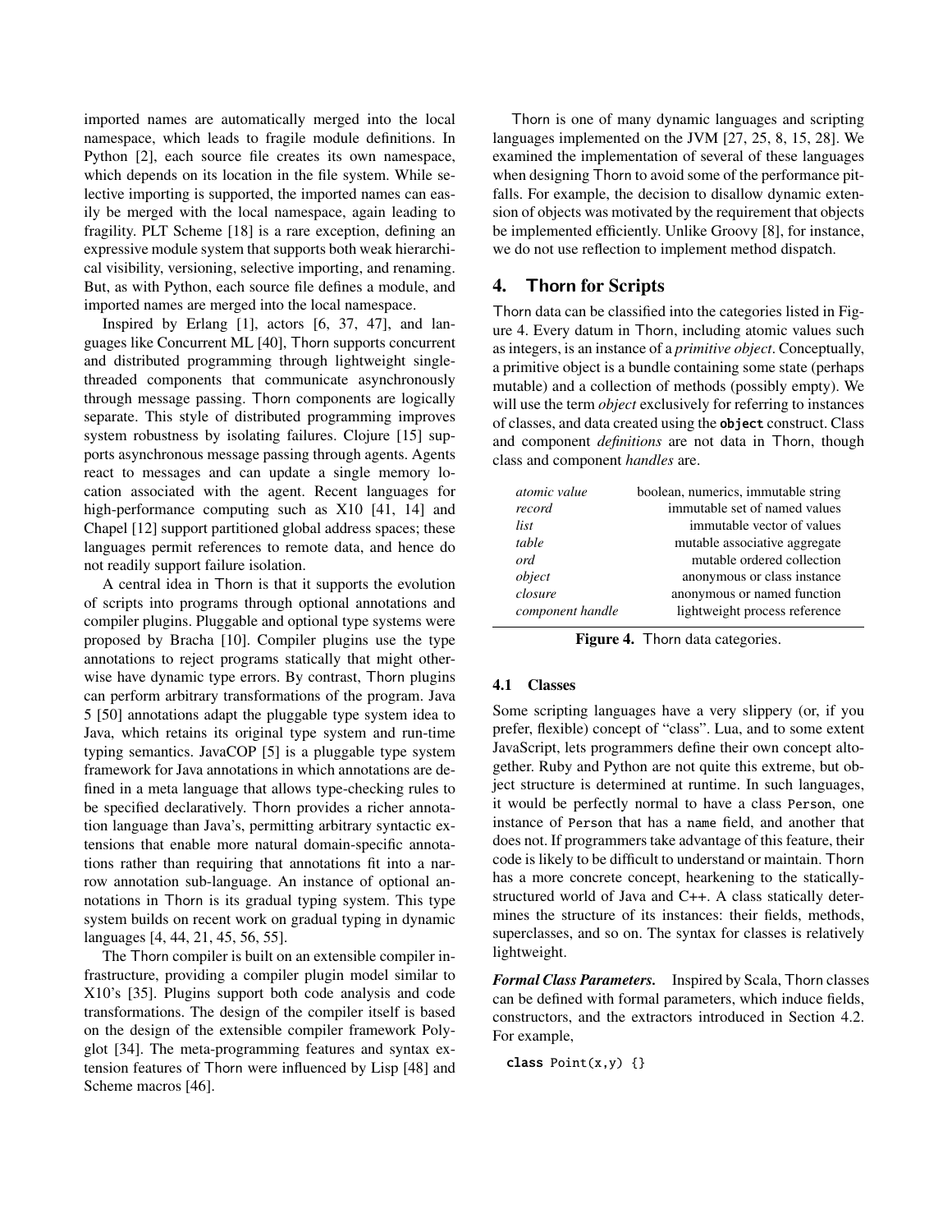imported names are automatically merged into the local namespace, which leads to fragile module definitions. In Python [2], each source file creates its own namespace, which depends on its location in the file system. While selective importing is supported, the imported names can easily be merged with the local namespace, again leading to fragility. PLT Scheme [18] is a rare exception, defining an expressive module system that supports both weak hierarchical visibility, versioning, selective importing, and renaming. But, as with Python, each source file defines a module, and imported names are merged into the local namespace.

Inspired by Erlang [1], actors [6, 37, 47], and languages like Concurrent ML [40], Thorn supports concurrent and distributed programming through lightweight single-threaded components that communicate asynchronously through message passing. Thorn components are logically separate. This style of distributed programming improves system robustness by isolating failures. Clojure [15] supports asynchronous message passing through agents. Agents react to messages and can update a single memory location associated with the agent. Recent languages for high-performance computing such as X10 [41, 14] and Chapel [12] support partitioned global address spaces; these languages permit references to remote data, and hence do not readily support failure isolation.

A central idea in Thorn is that it supports the evolution of scripts into programs through optional annotations and compiler plugins. Pluggable and optional type systems were proposed by Bracha [10]. Compiler plugins use the type annotations to reject programs statically that might otherwise have dynamic type errors. By contrast, Thorn plugins can perform arbitrary transformations of the program. Java 5 [50] annotations adapt the pluggable type system idea to Java, which retains its original type system and run-time typing semantics. JavaCOP [5] is a pluggable type system framework for Java annotations in which annotations are defined in a meta language that allows type-checking rules to be specified declaratively. Thorn provides a richer annotation language than Java's, permitting arbitrary syntactic extensions that enable more natural domain-specific annotations rather than requiring that annotations fit into a narrow annotation sub-language. An instance of optional annotations in Thorn is its gradual typing system. This type system builds on recent work on gradual typing in dynamic languages [4, 44, 21, 45, 56, 55].

The Thorn compiler is built on an extensible compiler infrastructure, providing a compiler plugin model similar to X10's [35]. Plugins support both code analysis and code transformations. The design of the compiler itself is based on the design of the extensible compiler framework Polyglot [34]. The meta-programming features and syntax extension features of Thorn were influenced by Lisp [48] and Scheme macros [46].

Thorn is one of many dynamic languages and scripting languages implemented on the JVM [27, 25, 8, 15, 28]. We examined the implementation of several of these languages when designing Thorn to avoid some of the performance pitfalls. For example, the decision to disallow dynamic extension of objects was motivated by the requirement that objects be implemented efficiently. Unlike Groovy [8], for instance, we do not use reflection to implement method dispatch.

## 4. Thorn for Scripts

Thorn data can be classified into the categories listed in Figure 4. Every datum in Thorn, including atomic values such as integers, is an instance of a *primitive object*. Conceptually, a primitive object is a bundle containing some state (perhaps mutable) and a collection of methods (possibly empty). We will use the term *object* exclusively for referring to instances of classes, and data created using the **object** construct. Class and component *definitions* are not data in Thorn, though class and component *handles* are.

| | |
|---|---|
| *atomic value* | boolean, numerics, immutable string |
| *record* | immutable set of named values |
| *list* | immutable vector of values |
| *table* | mutable associative aggregate |
| *ord* | mutable ordered collection |
| *object* | anonymous or class instance |
| *closure* | anonymous or named function |
| *component handle* | lightweight process reference |

**Figure 4.** Thorn data categories.

### 4.1 Classes

Some scripting languages have a very slippery (or, if you prefer, flexible) concept of "class". Lua, and to some extent JavaScript, lets programmers define their own concept altogether. Ruby and Python are not quite this extreme, but object structure is determined at runtime. In such languages, it would be perfectly normal to have a class `Person`, one instance of `Person` that has a `name` field, and another that does not. If programmers take advantage of this feature, their code is likely to be difficult to understand or maintain. Thorn has a more concrete concept, hearkening to the statically-structured world of Java and C++. A class statically determines the structure of its instances: their fields, methods, superclasses, and so on. The syntax for classes is relatively lightweight.

***Formal Class Parameters.*** Inspired by Scala, Thorn classes can be defined with formal parameters, which induce fields, constructors, and the extractors introduced in Section 4.2. For example,

```
class Point(x,y) {}
```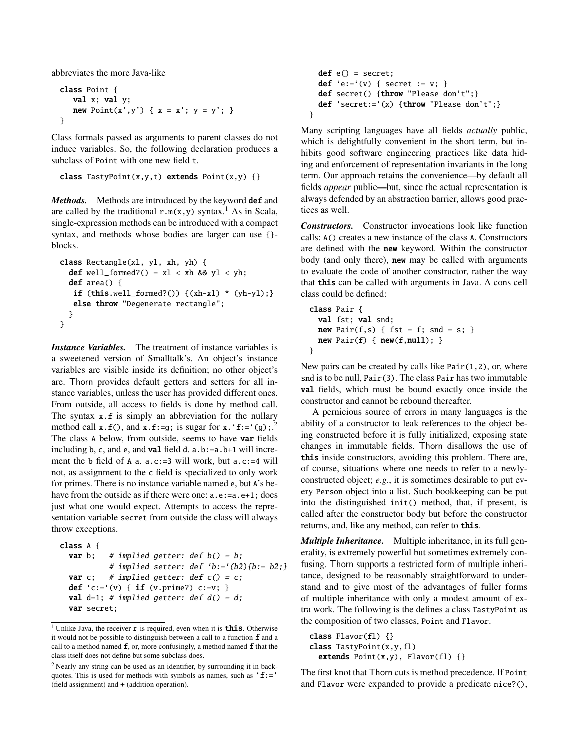abbreviates the more Java-like

```
class Point {
   val x; val y;
   new Point(x',y') { x = x'; y = y'; }
}
```

Class formals passed as arguments to parent classes do not induce variables. So, the following declaration produces a subclass of Point with one new field t.

```
class TastyPoint(x,y,t) extends Point(x,y) {}
```

***Methods.*** Methods are introduced by the keyword **def** and are called by the traditional r.m(x,y) syntax.[1] As in Scala, single-expression methods can be introduced with a compact syntax, and methods whose bodies are larger can use {}-blocks.

```
class Rectangle(xl, yl, xh, yh) {
  def well_formed?() = xl < xh && yl < yh;
  def area() {
   if (this.well_formed?()) {(xh-xl) * (yh-yl);}
   else throw "Degenerate rectangle";
  }
}
```

***Instance Variables.*** The treatment of instance variables is a sweetened version of Smalltalk's. An object's instance variables are visible inside its definition; no other object's are. Thorn provides default getters and setters for all instance variables, unless the user has provided different ones. From outside, all access to fields is done by method call. The syntax x.f is simply an abbreviation for the nullary method call x.f(), and x.f:=g; is sugar for x.`f:=`(g);.[2] The class A below, from outside, seems to have **var** fields including b, c, and e, and **val** field d. a.b:=a.b+1 will increment the b field of A a. a.c:=3 will work, but a.c:=4 will not, as assignment to the c field is specialized to only work for primes. There is no instance variable named e, but A's behave from the outside as if there were one: a.e:=a.e+1; does just what one would expect. Attempts to access the representation variable secret from outside the class will always throw exceptions.

```
class A {
  var b;   # implied getter: def b() = b;
           # implied setter: def `b:=`(b2){b:= b2;}
  var c;   # implied getter: def c() = c;
  def `c:=`(v) { if (v.prime?) c:=v; }
  val d=1; # implied getter: def d() = d;
  var secret;
  def e() = secret;
  def `e:=`(v) { secret := v; }
  def secret() {throw "Please don't";}
  def `secret:=`(x) {throw "Please don't";}
}
```

Many scripting languages have all fields *actually* public, which is delightfully convenient in the short term, but inhibits good software engineering practices like data hiding and enforcement of representation invariants in the long term. Our approach retains the convenience—by default all fields *appear* public—but, since the actual representation is always defended by an abstraction barrier, allows good practices as well.

***Constructors.*** Constructor invocations look like function calls: A() creates a new instance of the class A. Constructors are defined with the **new** keyword. Within the constructor body (and only there), **new** may be called with arguments to evaluate the code of another constructor, rather the way that **this** can be called with arguments in Java. A cons cell class could be defined:

```
class Pair {
  val fst; val snd;
  new Pair(f,s) { fst = f; snd = s; }
  new Pair(f) { new(f,null); }
}
```

New pairs can be created by calls like Pair(1,2), or, where snd is to be null, Pair(3). The class Pair has two immutable **val** fields, which must be bound exactly once inside the constructor and cannot be rebound thereafter.

A pernicious source of errors in many languages is the ability of a constructor to leak references to the object being constructed before it is fully initialized, exposing state changes in immutable fields. Thorn disallows the use of **this** inside constructors, avoiding this problem. There are, of course, situations where one needs to refer to a newly-constructed object; *e.g.*, it is sometimes desirable to put every Person object into a list. Such bookkeeping can be put into the distinguished init() method, that, if present, is called after the constructor body but before the constructor returns, and, like any method, can refer to **this**.

***Multiple Inheritance.*** Multiple inheritance, in its full generality, is extremely powerful but sometimes extremely confusing. Thorn supports a restricted form of multiple inheritance, designed to be reasonably straightforward to understand and to give most of the advantages of fuller forms of multiple inheritance with only a modest amount of extra work. The following is the defines a class TastyPoint as the composition of two classes, Point and Flavor.

```
class Flavor(fl) {}
class TastyPoint(x,y,fl)
  extends Point(x,y), Flavor(fl) {}
```

The first knot that Thorn cuts is method precedence. If Point and Flavor were expanded to provide a predicate nice?(),

---

[1] Unlike Java, the receiver r is required, even when it is **this**. Otherwise it would not be possible to distinguish between a call to a function f and a call to a method named f, or, more confusingly, a method named f that the class itself does not define but some subclass does.

[2] Nearly any string can be used as an identifier, by surrounding it in backquotes. This is used for methods with symbols as names, such as `f:=` (field assignment) and + (addition operation).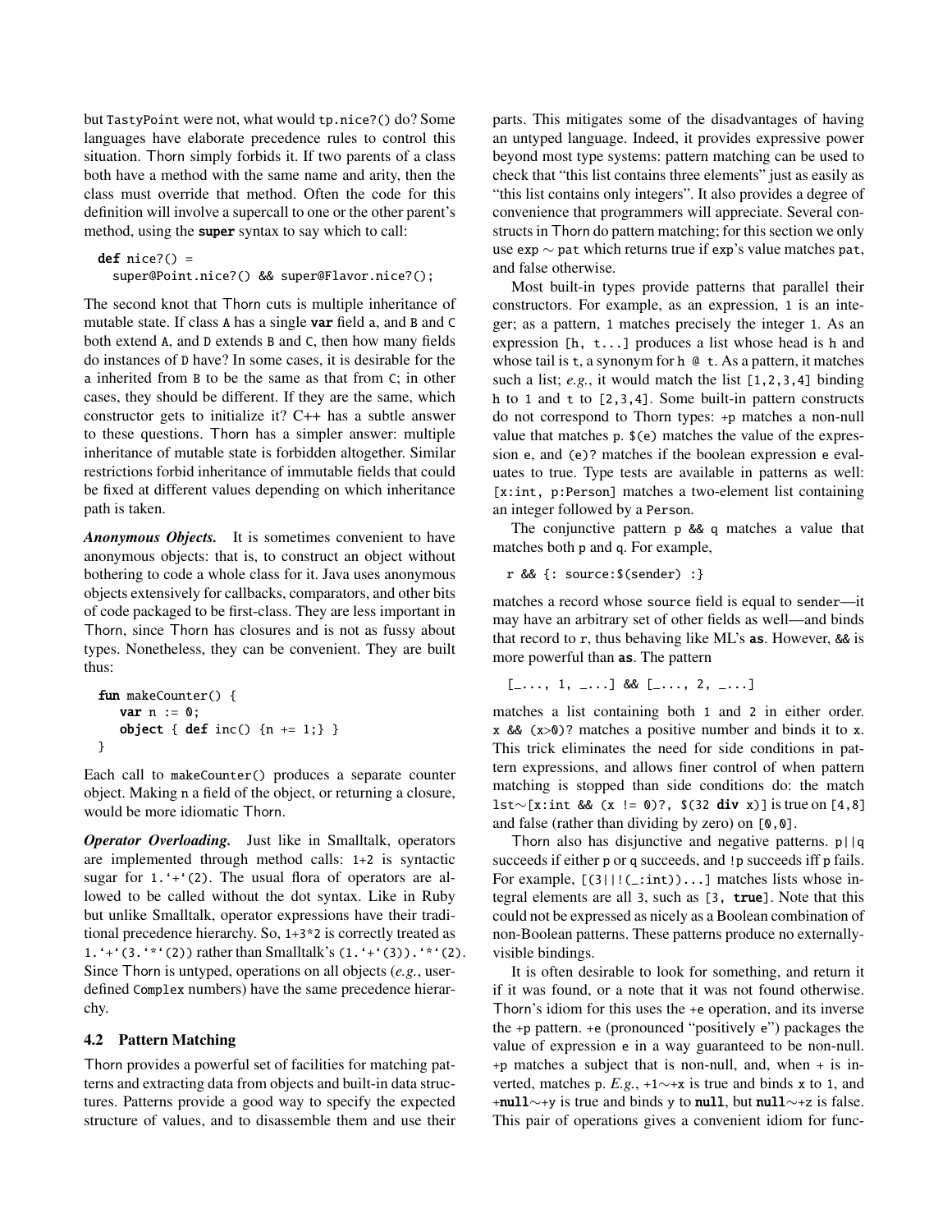but `TastyPoint` were not, what would `tp.nice?()` do? Some languages have elaborate precedence rules to control this situation. Thorn simply forbids it. If two parents of a class both have a method with the same name and arity, then the class must override that method. Often the code for this definition will involve a supercall to one or the other parent's method, using the **super** syntax to say which to call:

```
def nice?() =
  super@Point.nice?() && super@Flavor.nice?();
```

The second knot that Thorn cuts is multiple inheritance of mutable state. If class `A` has a single **var** field `a`, and `B` and `C` both extend `A`, and `D` extends `B` and `C`, then how many fields do instances of `D` have? In some cases, it is desirable for the `a` inherited from `B` to be the same as that from `C`; in other cases, they should be different. If they are the same, which constructor gets to initialize it? C++ has a subtle answer to these questions. Thorn has a simpler answer: multiple inheritance of mutable state is forbidden altogether. Similar restrictions forbid inheritance of immutable fields that could be fixed at different values depending on which inheritance path is taken.

***Anonymous Objects.*** It is sometimes convenient to have anonymous objects: that is, to construct an object without bothering to code a whole class for it. Java uses anonymous objects extensively for callbacks, comparators, and other bits of code packaged to be first-class. They are less important in Thorn, since Thorn has closures and is not as fussy about types. Nonetheless, they can be convenient. They are built thus:

```
fun makeCounter() {
   var n := 0;
   object { def inc() {n += 1;} }
}
```

Each call to `makeCounter()` produces a separate counter object. Making `n` a field of the object, or returning a closure, would be more idiomatic Thorn.

***Operator Overloading.*** Just like in Smalltalk, operators are implemented through method calls: `1+2` is syntactic sugar for `` 1.`+`(2) ``. The usual flora of operators are allowed to be called without the dot syntax. Like in Ruby but unlike Smalltalk, operator expressions have their traditional precedence hierarchy. So, `1+3*2` is correctly treated as `` 1.`+`(3.`*`(2)) `` rather than Smalltalk's `` (1.`+`(3)).`*`(2) ``. Since Thorn is untyped, operations on all objects (*e.g.*, user-defined `Complex` numbers) have the same precedence hierarchy.

### 4.2 Pattern Matching

Thorn provides a powerful set of facilities for matching patterns and extracting data from objects and built-in data structures. Patterns provide a good way to specify the expected structure of values, and to disassemble them and use their parts. This mitigates some of the disadvantages of having an untyped language. Indeed, it provides expressive power beyond most type systems: pattern matching can be used to check that "this list contains three elements" just as easily as "this list contains only integers". It also provides a degree of convenience that programmers will appreciate. Several constructs in Thorn do pattern matching; for this section we only use `exp ~ pat` which returns true if `exp`'s value matches `pat`, and false otherwise.

Most built-in types provide patterns that parallel their constructors. For example, as an expression, `1` is an integer; as a pattern, `1` matches precisely the integer `1`. As an expression `[h, t...]` produces a list whose head is `h` and whose tail is `t`, a synonym for `h @ t`. As a pattern, it matches such a list; *e.g.*, it would match the list `[1,2,3,4]` binding `h` to `1` and `t` to `[2,3,4]`. Some built-in pattern constructs do not correspond to Thorn types: `+p` matches a non-null value that matches `p`. `$(e)` matches the value of the expression `e`, and `(e)?` matches if the boolean expression `e` evaluates to true. Type tests are available in patterns as well: `[x:int, p:Person]` matches a two-element list containing an integer followed by a `Person`.

The conjunctive pattern `p && q` matches a value that matches both `p` and `q`. For example,

```
r && {: source:$(sender) :}
```

matches a record whose `source` field is equal to `sender`—it may have an arbitrary set of other fields as well—and binds that record to `r`, thus behaving like ML's **as**. However, `&&` is more powerful than **as**. The pattern

```
[_..., 1, _...] && [_..., 2, _...]
```

matches a list containing both `1` and `2` in either order. `x && (x>0)?` matches a positive number and binds it to `x`. This trick eliminates the need for side conditions in pattern expressions, and allows finer control of when pattern matching is stopped than side conditions do: the match `lst~[x:int && (x != 0)?, $(32 div x)]` is true on `[4,8]` and false (rather than dividing by zero) on `[0,0]`.

Thorn also has disjunctive and negative patterns. `p||q` succeeds if either `p` or `q` succeeds, and `!p` succeeds iff `p` fails. For example, `[(3||!(_:int))...]` matches lists whose integral elements are all `3`, such as `[3, true]`. Note that this could not be expressed as nicely as a Boolean combination of non-Boolean patterns. These patterns produce no externally-visible bindings.

It is often desirable to look for something, and return it if it was found, or a note that it was not found otherwise. Thorn's idiom for this uses the `+e` operation, and its inverse the `+p` pattern. `+e` (pronounced "positively e") packages the value of expression `e` in a way guaranteed to be non-null. `+p` matches a subject that is non-null, and, when `+` is inverted, matches `p`. *E.g.*, `+1~+x` is true and binds `x` to `1`, and `+null~+y` is true and binds `y` to **null**, but `null~+z` is false. This pair of operations gives a convenient idiom for func-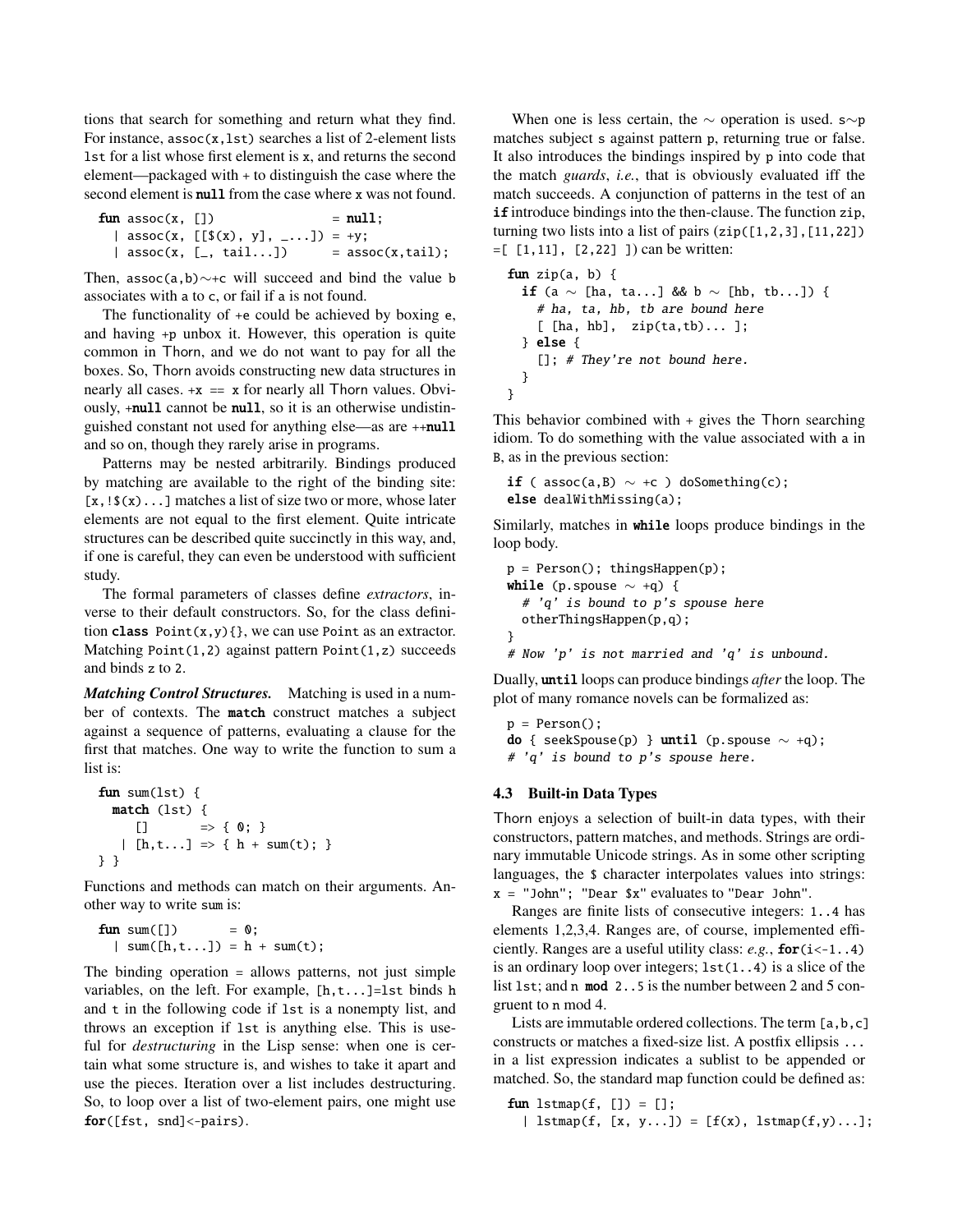tions that search for something and return what they find. For instance, `assoc(x,lst)` searches a list of 2-element lists `lst` for a list whose first element is `x`, and returns the second element—packaged with `+` to distinguish the case where the second element is **`null`** from the case where `x` was not found.

```
fun assoc(x, [])                = null;
  | assoc(x, [[$(x), y], _...]) = +y;
  | assoc(x, [_, tail...])      = assoc(x,tail);
```

Then, `assoc(a,b)`∼`+c` will succeed and bind the value `b` associates with `a` to `c`, or fail if `a` is not found.

The functionality of `+e` could be achieved by boxing `e`, and having `+p` unbox it. However, this operation is quite common in Thorn, and we do not want to pay for all the boxes. So, Thorn avoids constructing new data structures in nearly all cases. `+x == x` for nearly all Thorn values. Obviously, `+null` cannot be **`null`**, so it is an otherwise undistinguished constant not used for anything else—as are `++null` and so on, though they rarely arise in programs.

Patterns may be nested arbitrarily. Bindings produced by matching are available to the right of the binding site: `[x,!$(x)...]` matches a list of size two or more, whose later elements are not equal to the first element. Quite intricate structures can be described quite succinctly in this way, and, if one is careful, they can even be understood with sufficient study.

The formal parameters of classes define *extractors*, inverse to their default constructors. So, for the class definition **`class`** `Point(x,y){}`, we can use `Point` as an extractor. Matching `Point(1,2)` against pattern `Point(1,z)` succeeds and binds `z` to `2`.

***Matching Control Structures.*** Matching is used in a number of contexts. The **`match`** construct matches a subject against a sequence of patterns, evaluating a clause for the first that matches. One way to write the function to sum a list is:

```
fun sum(lst) {
  match (lst) {
     []       => { 0; }
   | [h,t...] => { h + sum(t); }
} }
```

Functions and methods can match on their arguments. Another way to write `sum` is:

```
fun sum([])       = 0;
  | sum([h,t...]) = h + sum(t);
```

The binding operation `=` allows patterns, not just simple variables, on the left. For example, `[h,t...]=lst` binds `h` and `t` in the following code if `lst` is a nonempty list, and throws an exception if `lst` is anything else. This is useful for *destructuring* in the Lisp sense: when one is certain what some structure is, and wishes to take it apart and use the pieces. Iteration over a list includes destructuring. So, to loop over a list of two-element pairs, one might use **`for`**`([fst, snd]<-pairs)`.

When one is less certain, the ∼ operation is used. `s`∼`p` matches subject `s` against pattern `p`, returning true or false. It also introduces the bindings inspired by `p` into code that the match *guards*, *i.e.*, that is obviously evaluated iff the match succeeds. A conjunction of patterns in the test of an **`if`** introduce bindings into the then-clause. The function `zip`, turning two lists into a list of pairs (`zip([1,2,3],[11,22]) =[ [1,11], [2,22] ]`) can be written:

```
fun zip(a, b) {
  if (a ∼ [ha, ta...] && b ∼ [hb, tb...]) {
    # ha, ta, hb, tb are bound here
    [ [ha, hb],  zip(ta,tb)... ];
  } else {
    []; # They're not bound here.
  }
}
```

This behavior combined with `+` gives the Thorn searching idiom. To do something with the value associated with `a` in `B`, as in the previous section:

```
if ( assoc(a,B) ∼ +c ) doSomething(c);
else dealWithMissing(a);
```

Similarly, matches in **`while`** loops produce bindings in the loop body.

```
p = Person(); thingsHappen(p);
while (p.spouse ∼ +q) {
  # 'q' is bound to p's spouse here
  otherThingsHappen(p,q);
}
# Now 'p' is not married and 'q' is unbound.
```

Dually, **`until`** loops can produce bindings *after* the loop. The plot of many romance novels can be formalized as:

```
p = Person();
do { seekSpouse(p) } until (p.spouse ∼ +q);
# 'q' is bound to p's spouse here.
```

### 4.3 Built-in Data Types

Thorn enjoys a selection of built-in data types, with their constructors, pattern matches, and methods. Strings are ordinary immutable Unicode strings. As in some other scripting languages, the `$` character interpolates values into strings: `x = "John"; "Dear $x"` evaluates to `"Dear John"`.

Ranges are finite lists of consecutive integers: `1..4` has elements 1,2,3,4. Ranges are, of course, implemented efficiently. Ranges are a useful utility class: *e.g.*, **`for`**`(i<-1..4)` is an ordinary loop over integers; `lst(1..4)` is a slice of the list `lst`; and `n` **`mod`** `2..5` is the number between 2 and 5 congruent to `n` mod 4.

Lists are immutable ordered collections. The term `[a,b,c]` constructs or matches a fixed-size list. A postfix ellipsis `...` in a list expression indicates a sublist to be appended or matched. So, the standard map function could be defined as:

```
fun lstmap(f, []) = [];
  | lstmap(f, [x, y...]) = [f(x), lstmap(f,y)...];
```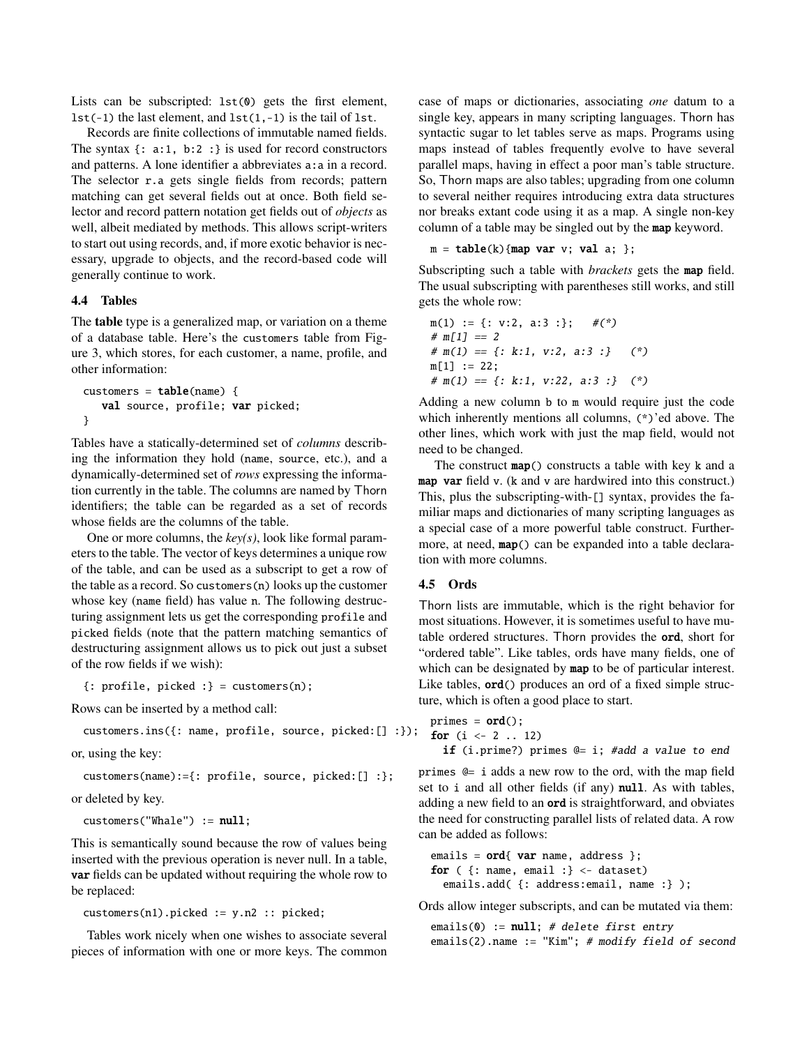Lists can be subscripted: `lst(0)` gets the first element, `lst(-1)` the last element, and `lst(1,-1)` is the tail of `lst`.

Records are finite collections of immutable named fields. The syntax `{: a:1, b:2 :}` is used for record constructors and patterns. A lone identifier `a` abbreviates `a:a` in a record. The selector `r.a` gets single fields from records; pattern matching can get several fields out at once. Both field selector and record pattern notation get fields out of *objects* as well, albeit mediated by methods. This allows script-writers to start out using records, and, if more exotic behavior is necessary, upgrade to objects, and the record-based code will generally continue to work.

### 4.4 Tables

The **table** type is a generalized map, or variation on a theme of a database table. Here's the `customers` table from Figure 3, which stores, for each customer, a name, profile, and other information:

```
customers = table(name) {
   val source, profile; var picked;
}
```

Tables have a statically-determined set of *columns* describing the information they hold (`name`, `source`, etc.), and a dynamically-determined set of *rows* expressing the information currently in the table. The columns are named by Thorn identifiers; the table can be regarded as a set of records whose fields are the columns of the table.

One or more columns, the *key(s)*, look like formal parameters to the table. The vector of keys determines a unique row of the table, and can be used as a subscript to get a row of the table as a record. So `customers(n)` looks up the customer whose key (`name` field) has value `n`. The following destructuring assignment lets us get the corresponding `profile` and `picked` fields (note that the pattern matching semantics of destructuring assignment allows us to pick out just a subset of the row fields if we wish):

```
{: profile, picked :} = customers(n);
```

Rows can be inserted by a method call:

```
customers.ins({: name, profile, source, picked:[] :});
```

or, using the key:

```
customers(name):={: profile, source, picked:[] :};
```

or deleted by key.

```
customers("Whale") := null;
```

This is semantically sound because the row of values being inserted with the previous operation is never null. In a table, **var** fields can be updated without requiring the whole row to be replaced:

```
customers(n1).picked := y.n2 :: picked;
```

Tables work nicely when one wishes to associate several pieces of information with one or more keys. The common case of maps or dictionaries, associating *one* datum to a single key, appears in many scripting languages. Thorn has syntactic sugar to let tables serve as maps. Programs using maps instead of tables frequently evolve to have several parallel maps, having in effect a poor man's table structure. So, Thorn maps are also tables; upgrading from one column to several neither requires introducing extra data structures nor breaks extant code using it as a map. A single non-key column of a table may be singled out by the **map** keyword.

```
m = table(k){map var v; val a; };
```

Subscripting such a table with *brackets* gets the **map** field. The usual subscripting with parentheses still works, and still gets the whole row:

```
m(1) := {: v:2, a:3 :};   #(*)
# m[1] == 2
# m(1) == {: k:1, v:2, a:3 :}   (*)
m[1] := 22;
# m(1) == {: k:1, v:22, a:3 :}  (*)
```

Adding a new column `b` to `m` would require just the code which inherently mentions all columns, `(*)`'ed above. The other lines, which work with just the map field, would not need to be changed.

The construct **map**`()` constructs a table with key `k` and a **map var** field `v`. (`k` and `v` are hardwired into this construct.) This, plus the subscripting-with-`[]` syntax, provides the familiar maps and dictionaries of many scripting languages as a special case of a more powerful table construct. Furthermore, at need, **map**`()` can be expanded into a table declaration with more columns.

### 4.5 Ords

Thorn lists are immutable, which is the right behavior for most situations. However, it is sometimes useful to have mutable ordered structures. Thorn provides the **ord**, short for "ordered table". Like tables, ords have many fields, one of which can be designated by **map** to be of particular interest. Like tables, **ord**`()` produces an ord of a fixed simple structure, which is often a good place to start.

```
primes = ord();
for (i <- 2 .. 12)
  if (i.prime?) primes @= i; #add a value to end
```

`primes @= i` adds a new row to the ord, with the map field set to `i` and all other fields (if any) **null**. As with tables, adding a new field to an **ord** is straightforward, and obviates the need for constructing parallel lists of related data. A row can be added as follows:

```
emails = ord{ var name, address };
for ( {: name, email :} <- dataset)
  emails.add( {: address:email, name :} );
```

Ords allow integer subscripts, and can be mutated via them:

```
emails(0) := null; # delete first entry
emails(2).name := "Kim"; # modify field of second
```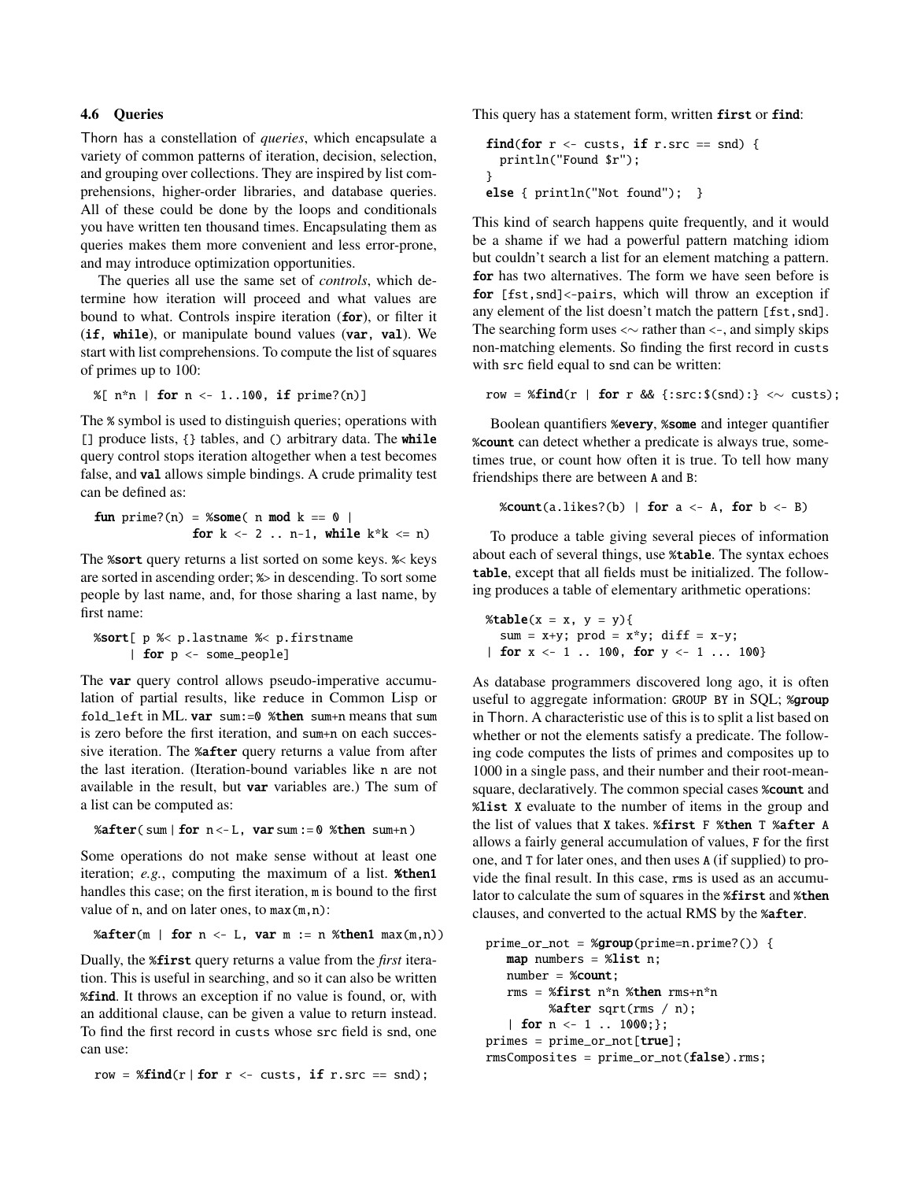### 4.6 Queries

Thorn has a constellation of *queries*, which encapsulate a variety of common patterns of iteration, decision, selection, and grouping over collections. They are inspired by list comprehensions, higher-order libraries, and database queries. All of these could be done by the loops and conditionals you have written ten thousand times. Encapsulating them as queries makes them more convenient and less error-prone, and may introduce optimization opportunities.

The queries all use the same set of *controls*, which determine how iteration will proceed and what values are bound to what. Controls inspire iteration (**for**), or filter it (**if**, **while**), or manipulate bound values (**var**, **val**). We start with list comprehensions. To compute the list of squares of primes up to 100:

```
%[ n*n | for n <- 1..100, if prime?(n)]
```

The `%` symbol is used to distinguish queries; operations with `[]` produce lists, `{}` tables, and `()` arbitrary data. The **while** query control stops iteration altogether when a test becomes false, and **val** allows simple bindings. A crude primality test can be defined as:

```
fun prime?(n) = %some( n mod k == 0 |
               for k <- 2 .. n-1, while k*k <= n)
```

The **%sort** query returns a list sorted on some keys. `%<` keys are sorted in ascending order; `%>` in descending. To sort some people by last name, and, for those sharing a last name, by first name:

```
%sort[ p %< p.lastname %< p.firstname
     | for p <- some_people]
```

The **var** query control allows pseudo-imperative accumulation of partial results, like `reduce` in Common Lisp or `fold_left` in ML. **var** `sum:=0` **%then** `sum+n` means that `sum` is zero before the first iteration, and `sum+n` on each successive iteration. The **%after** query returns a value from after the last iteration. (Iteration-bound variables like `n` are not available in the result, but **var** variables are.) The sum of a list can be computed as:

```
%after( sum | for n <- L, var sum := 0 %then sum+n )
```

Some operations do not make sense without at least one iteration; *e.g.*, computing the maximum of a list. **%then1** handles this case; on the first iteration, `m` is bound to the first value of `n`, and on later ones, to `max(m,n)`:

```
%after(m | for n <- L, var m := n %then1 max(m,n))
```

Dually, the **%first** query returns a value from the *first* iteration. This is useful in searching, and so it can also be written **%find**. It throws an exception if no value is found, or, with an additional clause, can be given a value to return instead. To find the first record in `custs` whose `src` field is `snd`, one can use:

```
row = %find(r | for r <- custs, if r.src == snd);
```

This query has a statement form, written **first** or **find**:

```
find(for r <- custs, if r.src == snd) {
  println("Found $r");
}
else { println("Not found");  }
```

This kind of search happens quite frequently, and it would be a shame if we had a powerful pattern matching idiom but couldn't search a list for an element matching a pattern. **for** has two alternatives. The form we have seen before is **for** `[fst,snd]<-pairs`, which will throw an exception if any element of the list doesn't match the pattern `[fst,snd]`. The searching form uses `<~` rather than `<-`, and simply skips non-matching elements. So finding the first record in `custs` with `src` field equal to `snd` can be written:

```
row = %find(r | for r && {:src:$(snd):} <~ custs);
```

Boolean quantifiers **%every**, **%some** and integer quantifier **%count** can detect whether a predicate is always true, sometimes true, or count how often it is true. To tell how many friendships there are between `A` and `B`:

```
%count(a.likes?(b) | for a <- A, for b <- B)
```

To produce a table giving several pieces of information about each of several things, use **%table**. The syntax echoes **table**, except that all fields must be initialized. The following produces a table of elementary arithmetic operations:

```
%table(x = x, y = y){
  sum = x+y; prod = x*y; diff = x-y;
| for x <- 1 .. 100, for y <- 1 ... 100}
```

As database programmers discovered long ago, it is often useful to aggregate information: `GROUP BY` in SQL; **%group** in Thorn. A characteristic use of this is to split a list based on whether or not the elements satisfy a predicate. The following code computes the lists of primes and composites up to 1000 in a single pass, and their number and their root-mean-square, declaratively. The common special cases **%count** and **%list** `X` evaluate to the number of items in the group and the list of values that `X` takes. **%first** `F` **%then** `T` **%after** `A` allows a fairly general accumulation of values, `F` for the first one, and `T` for later ones, and then uses `A` (if supplied) to provide the final result. In this case, `rms` is used as an accumulator to calculate the sum of squares in the **%first** and **%then** clauses, and converted to the actual RMS by the **%after**.

```
prime_or_not = %group(prime=n.prime?()) {
   map numbers = %list n;
   number = %count;
   rms = %first n*n %then rms+n*n
         %after sqrt(rms / n);
   | for n <- 1 .. 1000;};
primes = prime_or_not[true];
rmsComposites = prime_or_not(false).rms;
```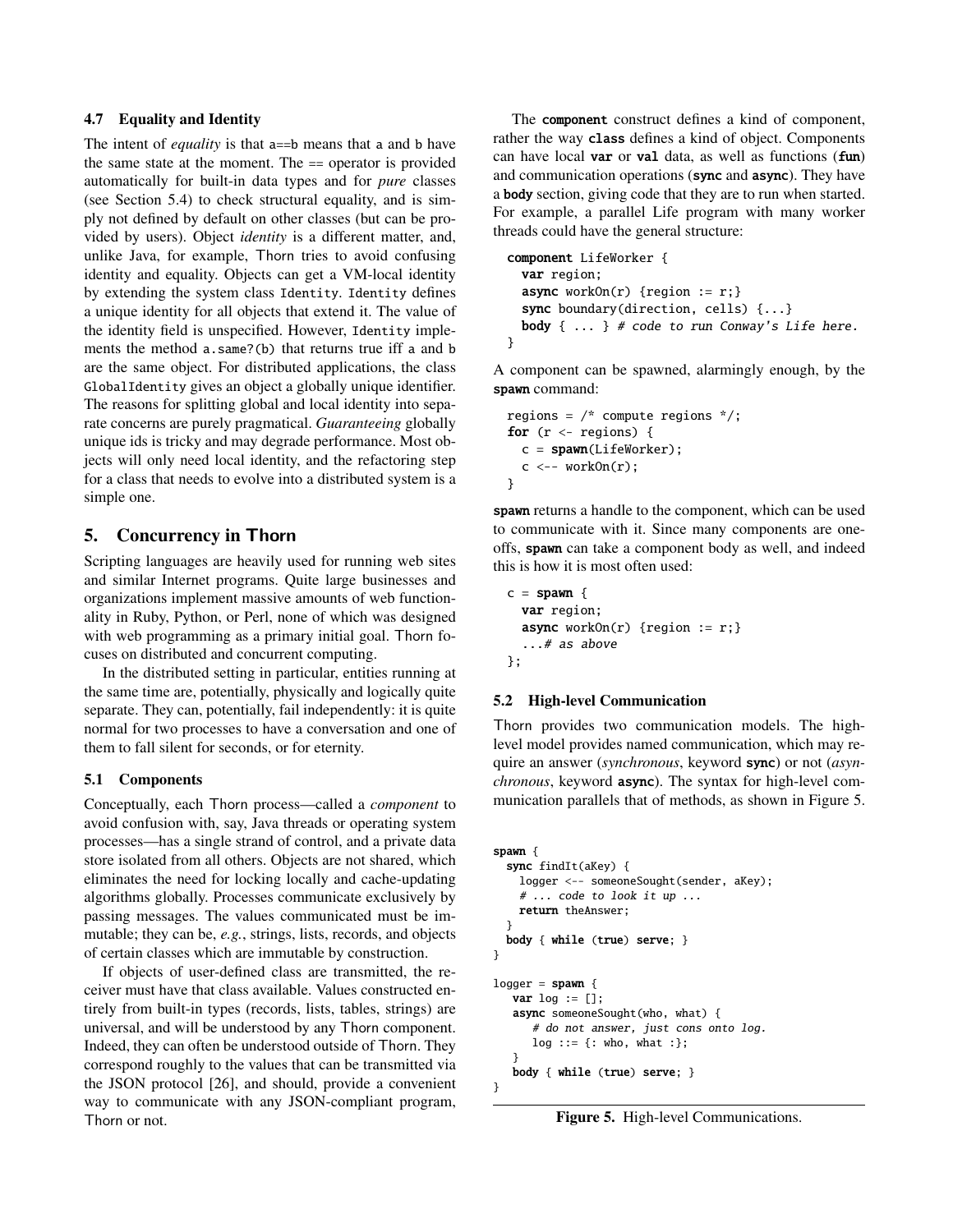### 4.7 Equality and Identity

The intent of *equality* is that a==b means that a and b have the same state at the moment. The == operator is provided automatically for built-in data types and for *pure* classes (see Section 5.4) to check structural equality, and is simply not defined by default on other classes (but can be provided by users). Object *identity* is a different matter, and, unlike Java, for example, Thorn tries to avoid confusing identity and equality. Objects can get a VM-local identity by extending the system class Identity. Identity defines a unique identity for all objects that extend it. The value of the identity field is unspecified. However, Identity implements the method a.same?(b) that returns true iff a and b are the same object. For distributed applications, the class GlobalIdentity gives an object a globally unique identifier. The reasons for splitting global and local identity into separate concerns are purely pragmatical. *Guaranteeing* globally unique ids is tricky and may degrade performance. Most objects will only need local identity, and the refactoring step for a class that needs to evolve into a distributed system is a simple one.

## 5. Concurrency in Thorn

Scripting languages are heavily used for running web sites and similar Internet programs. Quite large businesses and organizations implement massive amounts of web functionality in Ruby, Python, or Perl, none of which was designed with web programming as a primary initial goal. Thorn focuses on distributed and concurrent computing.

In the distributed setting in particular, entities running at the same time are, potentially, physically and logically quite separate. They can, potentially, fail independently: it is quite normal for two processes to have a conversation and one of them to fall silent for seconds, or for eternity.

### 5.1 Components

Conceptually, each Thorn process—called a *component* to avoid confusion with, say, Java threads or operating system processes—has a single strand of control, and a private data store isolated from all others. Objects are not shared, which eliminates the need for locking locally and cache-updating algorithms globally. Processes communicate exclusively by passing messages. The values communicated must be immutable; they can be, *e.g.*, strings, lists, records, and objects of certain classes which are immutable by construction.

If objects of user-defined class are transmitted, the receiver must have that class available. Values constructed entirely from built-in types (records, lists, tables, strings) are universal, and will be understood by any Thorn component. Indeed, they can often be understood outside of Thorn. They correspond roughly to the values that can be transmitted via the JSON protocol [26], and should, provide a convenient way to communicate with any JSON-compliant program, Thorn or not.

The **component** construct defines a kind of component, rather the way **class** defines a kind of object. Components can have local **var** or **val** data, as well as functions (**fun**) and communication operations (**sync** and **async**). They have a **body** section, giving code that they are to run when started. For example, a parallel Life program with many worker threads could have the general structure:

```
component LifeWorker {
  var region;
  async workOn(r) {region := r;}
  sync boundary(direction, cells) {...}
  body { ... } # code to run Conway's Life here.
}
```

A component can be spawned, alarmingly enough, by the **spawn** command:

```
regions = /* compute regions */;
for (r <- regions) {
  c = spawn(LifeWorker);
  c <-- workOn(r);
}
```

**spawn** returns a handle to the component, which can be used to communicate with it. Since many components are one-offs, **spawn** can take a component body as well, and indeed this is how it is most often used:

```
c = spawn {
  var region;
  async workOn(r) {region := r;}
  ...# as above
};
```

### 5.2 High-level Communication

Thorn provides two communication models. The high-level model provides named communication, which may require an answer (*synchronous*, keyword **sync**) or not (*asynchronous*, keyword **async**). The syntax for high-level communication parallels that of methods, as shown in Figure 5.

```
spawn {
  sync findIt(aKey) {
    logger <-- someoneSought(sender, aKey);
    # ... code to look it up ...
    return theAnswer;
  }
  body { while (true) serve; }
}

logger = spawn {
   var log := [];
   async someoneSought(who, what) {
      # do not answer, just cons onto log.
      log ::= {: who, what :};
   }
   body { while (true) serve; }
}
```

**Figure 5.** High-level Communications.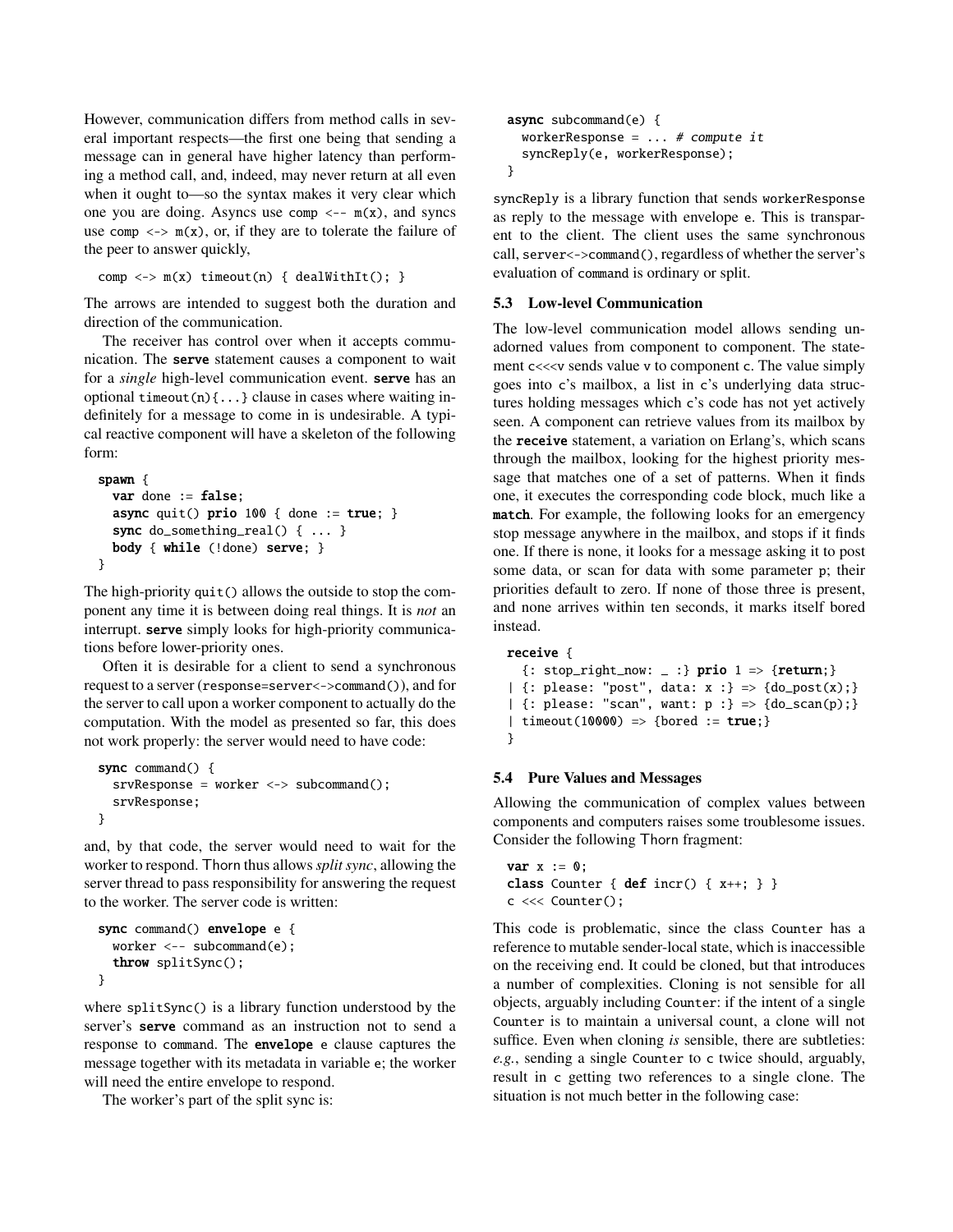However, communication differs from method calls in several important respects—the first one being that sending a message can in general have higher latency than performing a method call, and, indeed, may never return at all even when it ought to—so the syntax makes it very clear which one you are doing. Asyncs use `comp <-- m(x)`, and syncs use `comp <-> m(x)`, or, if they are to tolerate the failure of the peer to answer quickly,

```
comp <-> m(x) timeout(n) { dealWithIt(); }
```

The arrows are intended to suggest both the duration and direction of the communication.

The receiver has control over when it accepts communication. The **serve** statement causes a component to wait for a *single* high-level communication event. **serve** has an optional `timeout(n){...}` clause in cases where waiting indefinitely for a message to come in is undesirable. A typical reactive component will have a skeleton of the following form:

```
spawn {
  var done := false;
  async quit() prio 100 { done := true; }
  sync do_something_real() { ... }
  body { while (!done) serve; }
}
```

The high-priority `quit()` allows the outside to stop the component any time it is between doing real things. It is *not* an interrupt. **serve** simply looks for high-priority communications before lower-priority ones.

Often it is desirable for a client to send a synchronous request to a server (`response=server<->command()`), and for the server to call upon a worker component to actually do the computation. With the model as presented so far, this does not work properly: the server would need to have code:

```
sync command() {
  srvResponse = worker <-> subcommand();
  srvResponse;
}
```

and, by that code, the server would need to wait for the worker to respond. Thorn thus allows *split sync*, allowing the server thread to pass responsibility for answering the request to the worker. The server code is written:

```
sync command() envelope e {
  worker <-- subcommand(e);
  throw splitSync();
}
```

where `splitSync()` is a library function understood by the server's **serve** command as an instruction not to send a response to command. The **envelope** e clause captures the message together with its metadata in variable e; the worker will need the entire envelope to respond.

The worker's part of the split sync is:

```
async subcommand(e) {
  workerResponse = ... # compute it
  syncReply(e, workerResponse);
}
```

`syncReply` is a library function that sends `workerResponse` as reply to the message with envelope e. This is transparent to the client. The client uses the same synchronous call, `server<->command()`, regardless of whether the server's evaluation of command is ordinary or split.

### 5.3 Low-level Communication

The low-level communication model allows sending unadorned values from component to component. The statement `c<<<v` sends value v to component c. The value simply goes into c's mailbox, a list in c's underlying data structures holding messages which c's code has not yet actively seen. A component can retrieve values from its mailbox by the **receive** statement, a variation on Erlang's, which scans through the mailbox, looking for the highest priority message that matches one of a set of patterns. When it finds one, it executes the corresponding code block, much like a **match**. For example, the following looks for an emergency stop message anywhere in the mailbox, and stops if it finds one. If there is none, it looks for a message asking it to post some data, or scan for data with some parameter p; their priorities default to zero. If none of those three is present, and none arrives within ten seconds, it marks itself bored instead.

```
receive {
  {: stop_right_now: _ :} prio 1 => {return;}
| {: please: "post", data: x :} => {do_post(x);}
| {: please: "scan", want: p :} => {do_scan(p);}
| timeout(10000) => {bored := true;}
}
```

### 5.4 Pure Values and Messages

Allowing the communication of complex values between components and computers raises some troublesome issues. Consider the following Thorn fragment:

```
var x := 0;
class Counter { def incr() { x++; } }
c <<< Counter();
```

This code is problematic, since the class Counter has a reference to mutable sender-local state, which is inaccessible on the receiving end. It could be cloned, but that introduces a number of complexities. Cloning is not sensible for all objects, arguably including Counter: if the intent of a single Counter is to maintain a universal count, a clone will not suffice. Even when cloning *is* sensible, there are subtleties: *e.g.*, sending a single Counter to c twice should, arguably, result in c getting two references to a single clone. The situation is not much better in the following case: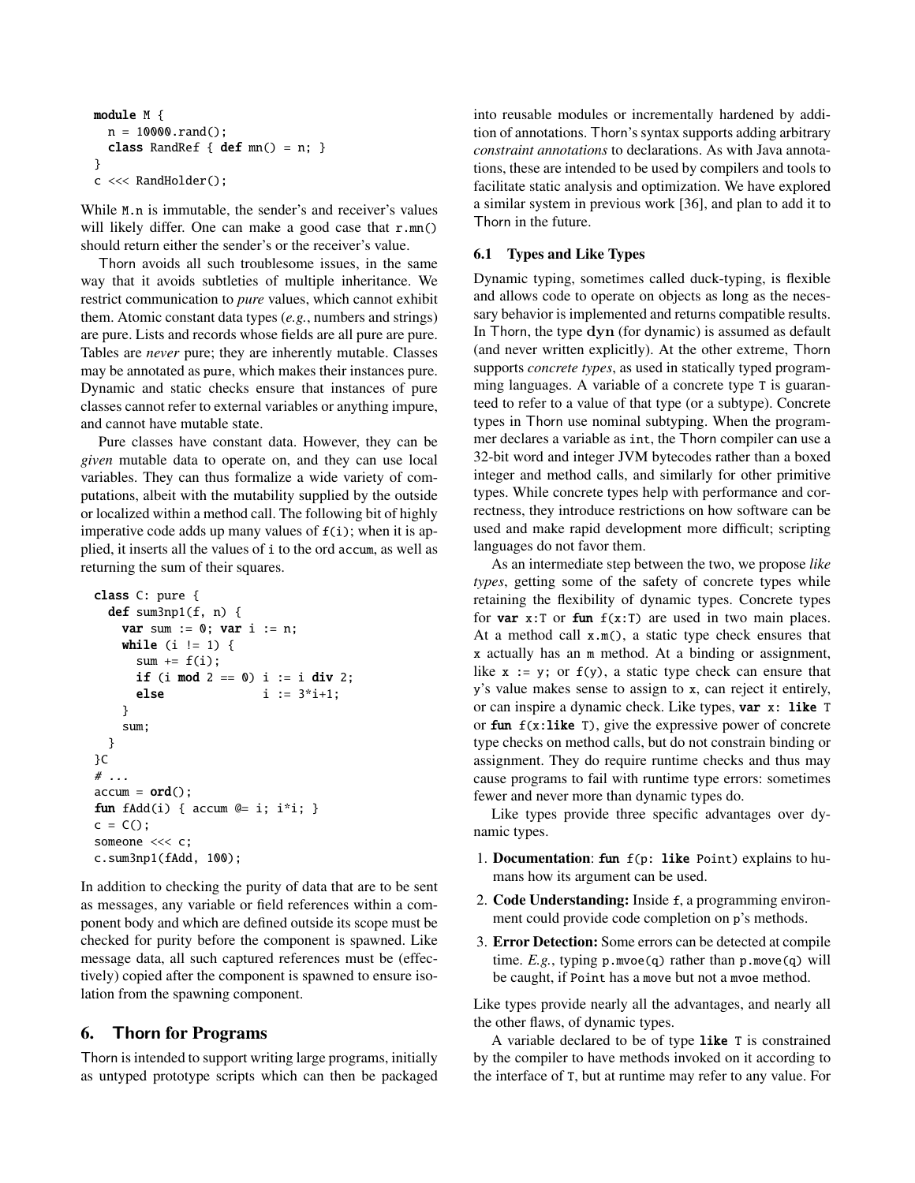```
module M {
  n = 10000.rand();
  class RandRef { def mn() = n; }
}
c <<< RandHolder();
```

While M.n is immutable, the sender's and receiver's values will likely differ. One can make a good case that r.mn() should return either the sender's or the receiver's value.

Thorn avoids all such troublesome issues, in the same way that it avoids subtleties of multiple inheritance. We restrict communication to *pure* values, which cannot exhibit them. Atomic constant data types (*e.g.*, numbers and strings) are pure. Lists and records whose fields are all pure are pure. Tables are *never* pure; they are inherently mutable. Classes may be annotated as pure, which makes their instances pure. Dynamic and static checks ensure that instances of pure classes cannot refer to external variables or anything impure, and cannot have mutable state.

Pure classes have constant data. However, they can be *given* mutable data to operate on, and they can use local variables. They can thus formalize a wide variety of computations, albeit with the mutability supplied by the outside or localized within a method call. The following bit of highly imperative code adds up many values of f(i); when it is applied, it inserts all the values of i to the ord accum, as well as returning the sum of their squares.

```
class C: pure {
  def sum3np1(f, n) {
    var sum := 0; var i := n;
    while (i != 1) {
      sum += f(i);
      if (i mod 2 == 0) i := i div 2;
      else              i := 3*i+1;
    }
    sum;
  }
}C
# ...
accum = ord();
fun fAdd(i) { accum @= i; i*i; }
c = C();
someone <<< c;
c.sum3np1(fAdd, 100);
```

In addition to checking the purity of data that are to be sent as messages, any variable or field references within a component body and which are defined outside its scope must be checked for purity before the component is spawned. Like message data, all such captured references must be (effectively) copied after the component is spawned to ensure isolation from the spawning component.

## 6. Thorn for Programs

Thorn is intended to support writing large programs, initially as untyped prototype scripts which can then be packaged into reusable modules or incrementally hardened by addition of annotations. Thorn's syntax supports adding arbitrary *constraint annotations* to declarations. As with Java annotations, these are intended to be used by compilers and tools to facilitate static analysis and optimization. We have explored a similar system in previous work [36], and plan to add it to Thorn in the future.

### 6.1 Types and Like Types

Dynamic typing, sometimes called duck-typing, is flexible and allows code to operate on objects as long as the necessary behavior is implemented and returns compatible results. In Thorn, the type **dyn** (for dynamic) is assumed as default (and never written explicitly). At the other extreme, Thorn supports *concrete types*, as used in statically typed programming languages. A variable of a concrete type T is guaranteed to refer to a value of that type (or a subtype). Concrete types in Thorn use nominal subtyping. When the programmer declares a variable as int, the Thorn compiler can use a 32-bit word and integer JVM bytecodes rather than a boxed integer and method calls, and similarly for other primitive types. While concrete types help with performance and correctness, they introduce restrictions on how software can be used and make rapid development more difficult; scripting languages do not favor them.

As an intermediate step between the two, we propose *like types*, getting some of the safety of concrete types while retaining the flexibility of dynamic types. Concrete types for **var** x:T or **fun** f(x:T) are used in two main places. At a method call x.m(), a static type check ensures that x actually has an m method. At a binding or assignment, like x := y; or f(y), a static type check can ensure that y's value makes sense to assign to x, can reject it entirely, or can inspire a dynamic check. Like types, **var** x: **like** T or **fun** f(x:**like** T), give the expressive power of concrete type checks on method calls, but do not constrain binding or assignment. They do require runtime checks and thus may cause programs to fail with runtime type errors: sometimes fewer and never more than dynamic types do.

Like types provide three specific advantages over dynamic types.

1. **Documentation**: **fun** f(p: **like** Point) explains to humans how its argument can be used.
2. **Code Understanding:** Inside f, a programming environment could provide code completion on p's methods.
3. **Error Detection:** Some errors can be detected at compile time. *E.g.*, typing p.mvoe(q) rather than p.move(q) will be caught, if Point has a move but not a mvoe method.

Like types provide nearly all the advantages, and nearly all the other flaws, of dynamic types.

A variable declared to be of type **like** T is constrained by the compiler to have methods invoked on it according to the interface of T, but at runtime may refer to any value. For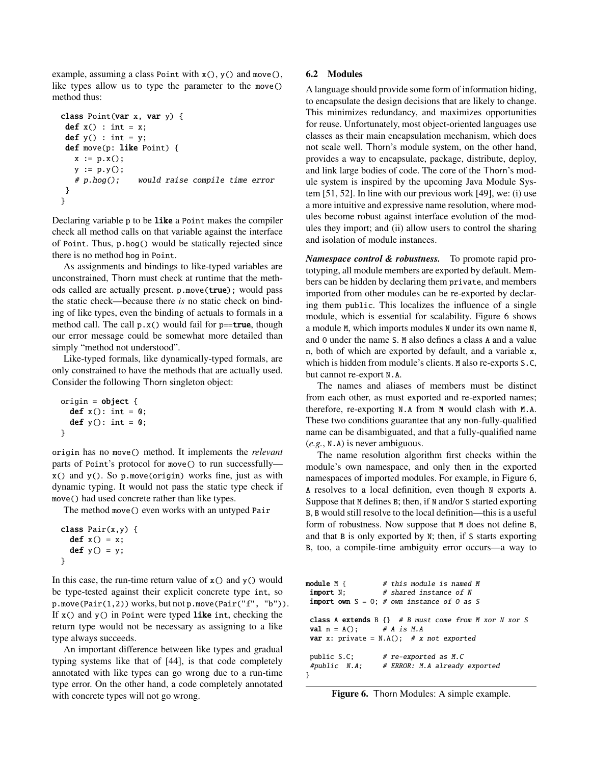example, assuming a class Point with x(), y() and move(), like types allow us to type the parameter to the move() method thus:

```
class Point(var x, var y) {
 def x() : int = x;
 def y() : int = y;
 def move(p: like Point) {
   x := p.x();
   y := p.y();
   # p.hog();    would raise compile time error
 }
}
```

Declaring variable p to be **like** a Point makes the compiler check all method calls on that variable against the interface of Point. Thus, p.hog() would be statically rejected since there is no method hog in Point.

As assignments and bindings to like-typed variables are unconstrained, Thorn must check at runtime that the methods called are actually present. p.move(**true**); would pass the static check—because there *is* no static check on binding of like types, even the binding of actuals to formals in a method call. The call p.x() would fail for p==**true**, though our error message could be somewhat more detailed than simply "method not understood".

Like-typed formals, like dynamically-typed formals, are only constrained to have the methods that are actually used. Consider the following Thorn singleton object:

```
origin = object {
  def x(): int = 0;
  def y(): int = 0;
}
```

origin has no move() method. It implements the *relevant* parts of Point's protocol for move() to run successfully—x() and y(). So p.move(origin) works fine, just as with dynamic typing. It would not pass the static type check if move() had used concrete rather than like types.

The method move() even works with an untyped Pair

```
class Pair(x,y) {
  def x() = x;
  def y() = y;
}
```

In this case, the run-time return value of x() and y() would be type-tested against their explicit concrete type int, so p.move(Pair(1,2)) works, but not p.move(Pair("f", "b")). If x() and y() in Point were typed **like** int, checking the return type would not be necessary as assigning to a like type always succeeds.

An important difference between like types and gradual typing systems like that of [44], is that code completely annotated with like types can go wrong due to a run-time type error. On the other hand, a code completely annotated with concrete types will not go wrong.

### 6.2 Modules

A language should provide some form of information hiding, to encapsulate the design decisions that are likely to change. This minimizes redundancy, and maximizes opportunities for reuse. Unfortunately, most object-oriented languages use classes as their main encapsulation mechanism, which does not scale well. Thorn's module system, on the other hand, provides a way to encapsulate, package, distribute, deploy, and link large bodies of code. The core of the Thorn's module system is inspired by the upcoming Java Module System [51, 52]. In line with our previous work [49], we: (i) use a more intuitive and expressive name resolution, where modules become robust against interface evolution of the modules they import; and (ii) allow users to control the sharing and isolation of module instances.

***Namespace control & robustness.*** To promote rapid prototyping, all module members are exported by default. Members can be hidden by declaring them private, and members imported from other modules can be re-exported by declaring them public. This localizes the influence of a single module, which is essential for scalability. Figure 6 shows a module M, which imports modules N under its own name N, and O under the name S. M also defines a class A and a value n, both of which are exported by default, and a variable x, which is hidden from module's clients. M also re-exports S.C, but cannot re-export N.A.

The names and aliases of members must be distinct from each other, as must exported and re-exported names; therefore, re-exporting N.A from M would clash with M.A. These two conditions guarantee that any non-fully-qualified name can be disambiguated, and that a fully-qualified name (*e.g.*, N.A) is never ambiguous.

The name resolution algorithm first checks within the module's own namespace, and only then in the exported namespaces of imported modules. For example, in Figure 6, A resolves to a local definition, even though N exports A. Suppose that M defines B; then, if N and/or S started exporting B, B would still resolve to the local definition—this is a useful form of robustness. Now suppose that M does not define B, and that B is only exported by N; then, if S starts exporting B, too, a compile-time ambiguity error occurs—a way to

```
module M {          # this module is named M
 import N;          # shared instance of N
 import own S = O;  # own instance of O as S

 class A extends B {}  # B must come from M xor N xor S
 val n = A();       # A is M.A
 var x: private = N.A();  # x not exported

 public S.C;        # re-exported as M.C
 #public  N.A;      # ERROR: M.A already exported
}
```

**Figure 6.** Thorn Modules: A simple example.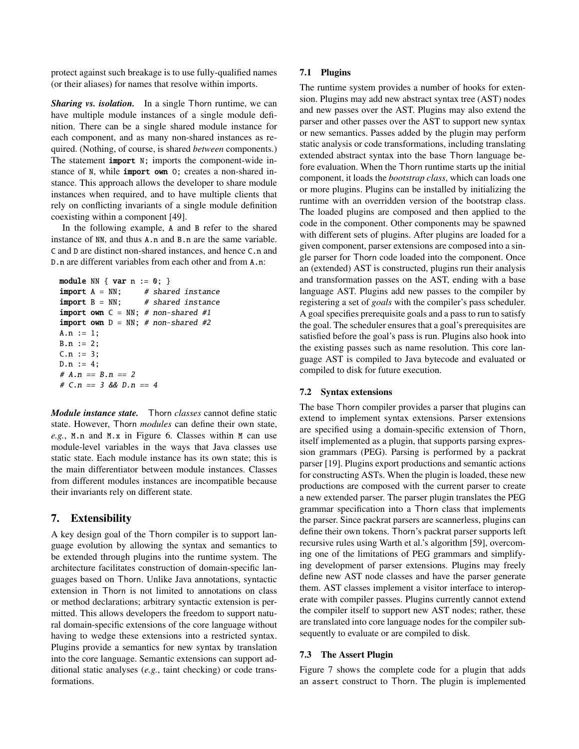protect against such breakage is to use fully-qualified names (or their aliases) for names that resolve within imports.

***Sharing vs. isolation.*** In a single Thorn runtime, we can have multiple module instances of a single module definition. There can be a single shared module instance for each component, and as many non-shared instances as required. (Nothing, of course, is shared *between* components.) The statement **import** N; imports the component-wide instance of N, while **import own** O; creates a non-shared instance. This approach allows the developer to share module instances when required, and to have multiple clients that rely on conflicting invariants of a single module definition coexisting within a component [49].

In the following example, A and B refer to the shared instance of NN, and thus A.n and B.n are the same variable. C and D are distinct non-shared instances, and hence C.n and D.n are different variables from each other and from A.n:

```
module NN { var n := 0; }
import A = NN;     # shared instance
import B = NN;     # shared instance
import own C = NN; # non-shared #1
import own D = NN; # non-shared #2
A.n := 1;
B.n := 2;
C.n := 3;
D.n := 4;
# A.n == B.n == 2
# C.n == 3 && D.n == 4
```

***Module instance state.*** Thorn *classes* cannot define static state. However, Thorn *modules* can define their own state, *e.g.*, M.n and M.x in Figure 6. Classes within M can use module-level variables in the ways that Java classes use static state. Each module instance has its own state; this is the main differentiator between module instances. Classes from different modules instances are incompatible because their invariants rely on different state.

# 7. Extensibility

A key design goal of the Thorn compiler is to support language evolution by allowing the syntax and semantics to be extended through plugins into the runtime system. The architecture facilitates construction of domain-specific languages based on Thorn. Unlike Java annotations, syntactic extension in Thorn is not limited to annotations on class or method declarations; arbitrary syntactic extension is permitted. This allows developers the freedom to support natural domain-specific extensions of the core language without having to wedge these extensions into a restricted syntax. Plugins provide a semantics for new syntax by translation into the core language. Semantic extensions can support additional static analyses (*e.g.*, taint checking) or code transformations.

## 7.1 Plugins

The runtime system provides a number of hooks for extension. Plugins may add new abstract syntax tree (AST) nodes and new passes over the AST. Plugins may also extend the parser and other passes over the AST to support new syntax or new semantics. Passes added by the plugin may perform static analysis or code transformations, including translating extended abstract syntax into the base Thorn language before evaluation. When the Thorn runtime starts up the initial component, it loads the *bootstrap class*, which can loads one or more plugins. Plugins can be installed by initializing the runtime with an overridden version of the bootstrap class. The loaded plugins are composed and then applied to the code in the component. Other components may be spawned with different sets of plugins. After plugins are loaded for a given component, parser extensions are composed into a single parser for Thorn code loaded into the component. Once an (extended) AST is constructed, plugins run their analysis and transformation passes on the AST, ending with a base language AST. Plugins add new passes to the compiler by registering a set of *goals* with the compiler's pass scheduler. A goal specifies prerequisite goals and a pass to run to satisfy the goal. The scheduler ensures that a goal's prerequisites are satisfied before the goal's pass is run. Plugins also hook into the existing passes such as name resolution. This core language AST is compiled to Java bytecode and evaluated or compiled to disk for future execution.

## 7.2 Syntax extensions

The base Thorn compiler provides a parser that plugins can extend to implement syntax extensions. Parser extensions are specified using a domain-specific extension of Thorn, itself implemented as a plugin, that supports parsing expression grammars (PEG). Parsing is performed by a packrat parser [19]. Plugins export productions and semantic actions for constructing ASTs. When the plugin is loaded, these new productions are composed with the current parser to create a new extended parser. The parser plugin translates the PEG grammar specification into a Thorn class that implements the parser. Since packrat parsers are scannerless, plugins can define their own tokens. Thorn's packrat parser supports left recursive rules using Warth et al.'s algorithm [59], overcoming one of the limitations of PEG grammars and simplifying development of parser extensions. Plugins may freely define new AST node classes and have the parser generate them. AST classes implement a visitor interface to interoperate with compiler passes. Plugins currently cannot extend the compiler itself to support new AST nodes; rather, these are translated into core language nodes for the compiler subsequently to evaluate or are compiled to disk.

## 7.3 The Assert Plugin

Figure 7 shows the complete code for a plugin that adds an assert construct to Thorn. The plugin is implemented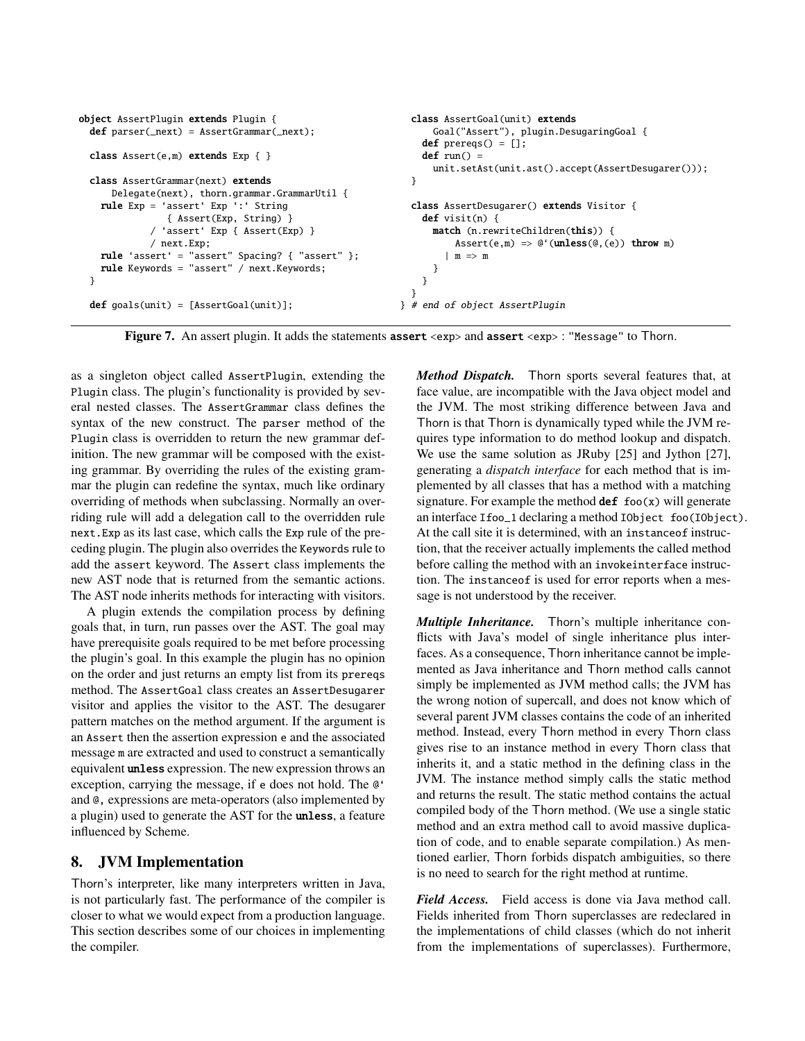```
object AssertPlugin extends Plugin {
  def parser(_next) = AssertGrammar(_next);

  class Assert(e,m) extends Exp { }

  class AssertGrammar(next) extends
      Delegate(next), thorn.grammar.GrammarUtil {
    rule Exp = 'assert' Exp ':' String
                { Assert(Exp, String) }
            / 'assert' Exp { Assert(Exp) }
            / next.Exp;
    rule 'assert' = "assert" Spacing? { "assert" };
    rule Keywords = "assert" / next.Keywords;
  }

  def goals(unit) = [AssertGoal(unit)];

  class AssertGoal(unit) extends
      Goal("Assert"), plugin.DesugaringGoal {
    def prereqs() = [];
    def run() =
      unit.setAst(unit.ast().accept(AssertDesugarer()));
  }

  class AssertDesugarer() extends Visitor {
    def visit(n) {
      match (n.rewriteChildren(this)) {
          Assert(e,m) => @'(unless(@,(e)) throw m)
        | m => m
      }
    }
  }
} # end of object AssertPlugin
```

**Figure 7.** An assert plugin. It adds the statements **assert** <exp> and **assert** <exp> : "Message" to Thorn.

as a singleton object called AssertPlugin, extending the Plugin class. The plugin's functionality is provided by several nested classes. The AssertGrammar class defines the syntax of the new construct. The parser method of the Plugin class is overridden to return the new grammar definition. The new grammar will be composed with the existing grammar. By overriding the rules of the existing grammar the plugin can redefine the syntax, much like ordinary overriding of methods when subclassing. Normally an overriding rule will add a delegation call to the overridden rule next.Exp as its last case, which calls the Exp rule of the preceding plugin. The plugin also overrides the Keywords rule to add the assert keyword. The Assert class implements the new AST node that is returned from the semantic actions. The AST node inherits methods for interacting with visitors.

A plugin extends the compilation process by defining goals that, in turn, run passes over the AST. The goal may have prerequisite goals required to be met before processing the plugin's goal. In this example the plugin has no opinion on the order and just returns an empty list from its prereqs method. The AssertGoal class creates an AssertDesugarer visitor and applies the visitor to the AST. The desugarer pattern matches on the method argument. If the argument is an Assert then the assertion expression e and the associated message m are extracted and used to construct a semantically equivalent **unless** expression. The new expression throws an exception, carrying the message, if e does not hold. The @' and @, expressions are meta-operators (also implemented by a plugin) used to generate the AST for the **unless**, a feature influenced by Scheme.

## 8. JVM Implementation

Thorn's interpreter, like many interpreters written in Java, is not particularly fast. The performance of the compiler is closer to what we would expect from a production language. This section describes some of our choices in implementing the compiler.

***Method Dispatch.*** Thorn sports several features that, at face value, are incompatible with the Java object model and the JVM. The most striking difference between Java and Thorn is that Thorn is dynamically typed while the JVM requires type information to do method lookup and dispatch. We use the same solution as JRuby [25] and Jython [27], generating a *dispatch interface* for each method that is implemented by all classes that has a method with a matching signature. For example the method **def** foo(x) will generate an interface Ifoo_1 declaring a method IObject foo(IObject). At the call site it is determined, with an instanceof instruction, that the receiver actually implements the called method before calling the method with an invokeinterface instruction. The instanceof is used for error reports when a message is not understood by the receiver.

***Multiple Inheritance.*** Thorn's multiple inheritance conflicts with Java's model of single inheritance plus interfaces. As a consequence, Thorn inheritance cannot be implemented as Java inheritance and Thorn method calls cannot simply be implemented as JVM method calls; the JVM has the wrong notion of supercall, and does not know which of several parent JVM classes contains the code of an inherited method. Instead, every Thorn method in every Thorn class gives rise to an instance method in every Thorn class that inherits it, and a static method in the defining class in the JVM. The instance method simply calls the static method and returns the result. The static method contains the actual compiled body of the Thorn method. (We use a single static method and an extra method call to avoid massive duplication of code, and to enable separate compilation.) As mentioned earlier, Thorn forbids dispatch ambiguities, so there is no need to search for the right method at runtime.

***Field Access.*** Field access is done via Java method call. Fields inherited from Thorn superclasses are redeclared in the implementations of child classes (which do not inherit from the implementations of superclasses). Furthermore,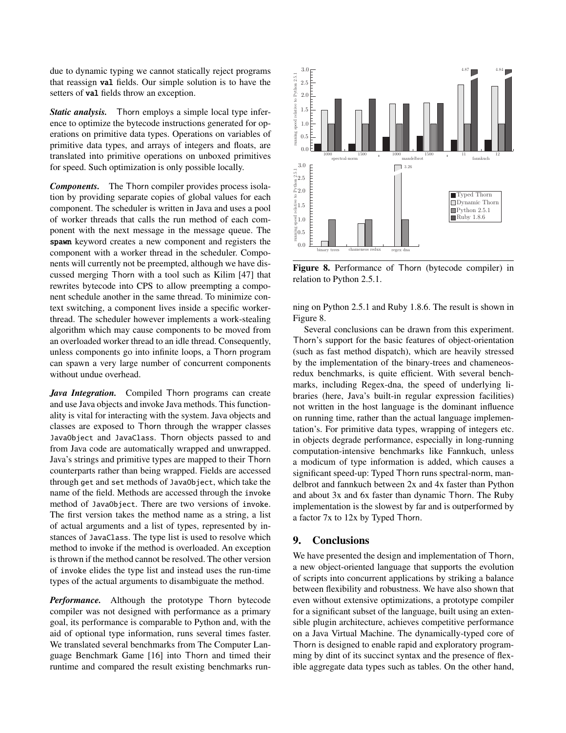due to dynamic typing we cannot statically reject programs that reassign **val** fields. Our simple solution is to have the setters of **val** fields throw an exception.

***Static analysis.*** Thorn employs a simple local type inference to optimize the bytecode instructions generated for operations on primitive data types. Operations on variables of primitive data types, and arrays of integers and floats, are translated into primitive operations on unboxed primitives for speed. Such optimization is only possible locally.

***Components.*** The Thorn compiler provides process isolation by providing separate copies of global values for each component. The scheduler is written in Java and uses a pool of worker threads that calls the run method of each component with the next message in the message queue. The **spawn** keyword creates a new component and registers the component with a worker thread in the scheduler. Components will currently not be preempted, although we have discussed merging Thorn with a tool such as Kilim [47] that rewrites bytecode into CPS to allow preempting a component schedule another in the same thread. To minimize context switching, a component lives inside a specific worker-thread. The scheduler however implements a work-stealing algorithm which may cause components to be moved from an overloaded worker thread to an idle thread. Consequently, unless components go into infinite loops, a Thorn program can spawn a very large number of concurrent components without undue overhead.

***Java Integration.*** Compiled Thorn programs can create and use Java objects and invoke Java methods. This functionality is vital for interacting with the system. Java objects and classes are exposed to Thorn through the wrapper classes `JavaObject` and `JavaClass`. Thorn objects passed to and from Java code are automatically wrapped and unwrapped. Java's strings and primitive types are mapped to their Thorn counterparts rather than being wrapped. Fields are accessed through `get` and `set` methods of `JavaObject`, which take the name of the field. Methods are accessed through the `invoke` method of `JavaObject`. There are two versions of `invoke`. The first version takes the method name as a string, a list of actual arguments and a list of types, represented by instances of `JavaClass`. The type list is used to resolve which method to invoke if the method is overloaded. An exception is thrown if the method cannot be resolved. The other version of `invoke` elides the type list and instead uses the run-time types of the actual arguments to disambiguate the method.

***Performance.*** Although the prototype Thorn bytecode compiler was not designed with performance as a primary goal, its performance is comparable to Python and, with the aid of optional type information, runs several times faster. We translated several benchmarks from The Computer Language Benchmark Game [16] into Thorn and timed their runtime and compared the result existing benchmarks running on Python 2.5.1 and Ruby 1.8.6. The result is shown in Figure 8.

running speed relative to Python 2.5.1
3.0
2.5
2.0
1.5
1.0
0.5
0.0
4.87
4.84
1000
1500
spectral-norm
1000
1500
mandelbrot
11
12
fannkuch

running speed relative to Python 2.5.1
3.0
2.5
2.0
1.5
1.0
0.5
0.0
3.26
binary trees
chameneos redux
regex dna

Typed Thorn
Dynamic Thorn
Python 2.5.1
Ruby 1.8.6

**Figure 8.** Performance of Thorn (bytecode compiler) in relation to Python 2.5.1.

Several conclusions can be drawn from this experiment. Thorn's support for the basic features of object-orientation (such as fast method dispatch), which are heavily stressed by the implementation of the binary-trees and chameneos-redux benchmarks, is quite efficient. With several benchmarks, including Regex-dna, the speed of underlying libraries (here, Java's built-in regular expression facilities) not written in the host language is the dominant influence on running time, rather than the actual language implementation's. For primitive data types, wrapping of integers etc. in objects degrade performance, especially in long-running computation-intensive benchmarks like Fannkuch, unless a modicum of type information is added, which causes a significant speed-up: Typed Thorn runs spectral-norm, mandelbrot and fannkuch between 2x and 4x faster than Python and about 3x and 6x faster than dynamic Thorn. The Ruby implementation is the slowest by far and is outperformed by a factor 7x to 12x by Typed Thorn.

## 9. Conclusions

We have presented the design and implementation of Thorn, a new object-oriented language that supports the evolution of scripts into concurrent applications by striking a balance between flexibility and robustness. We have also shown that even without extensive optimizations, a prototype compiler for a significant subset of the language, built using an extensible plugin architecture, achieves competitive performance on a Java Virtual Machine. The dynamically-typed core of Thorn is designed to enable rapid and exploratory programming by dint of its succinct syntax and the presence of flexible aggregate data types such as tables. On the other hand,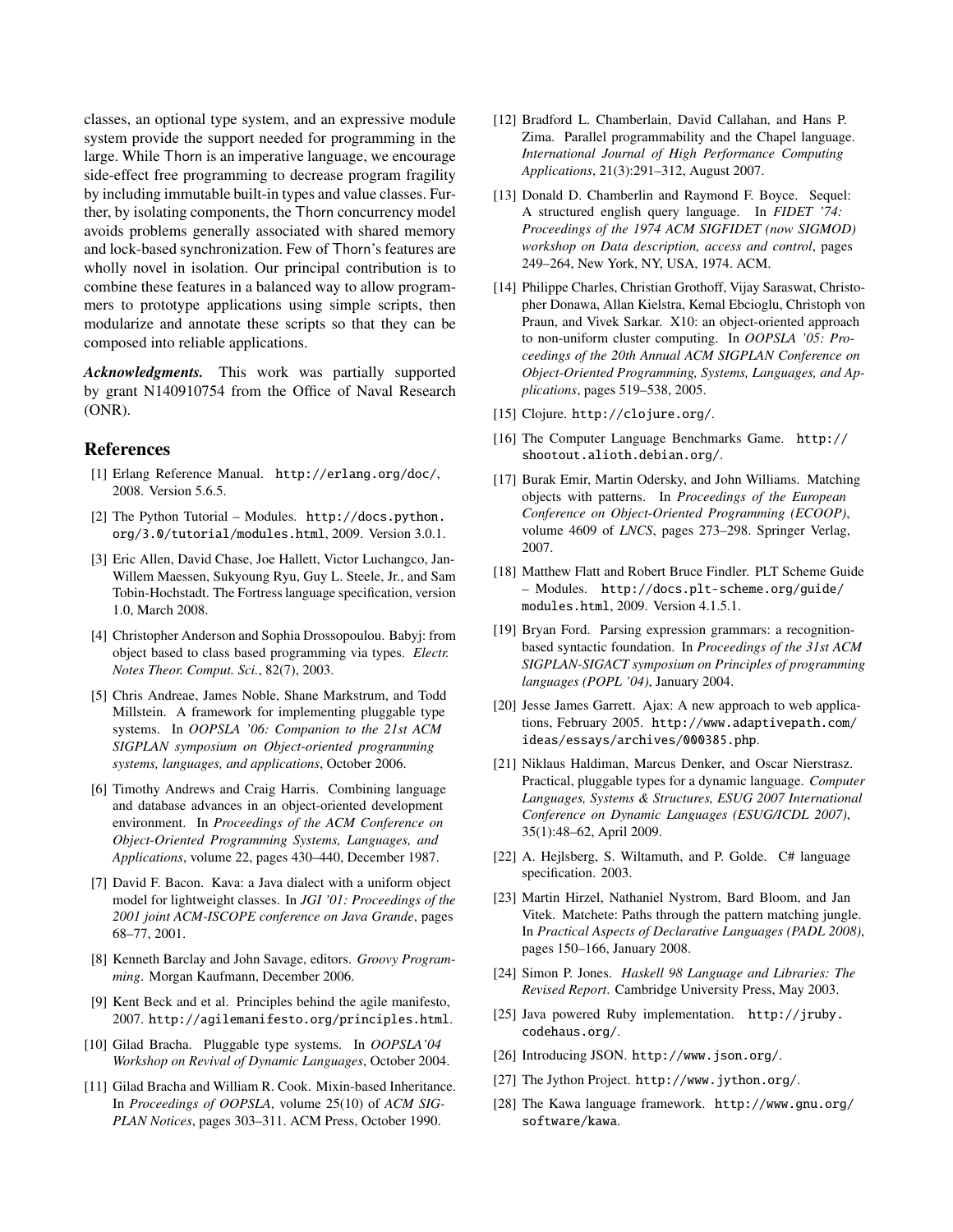classes, an optional type system, and an expressive module system provide the support needed for programming in the large. While Thorn is an imperative language, we encourage side-effect free programming to decrease program fragility by including immutable built-in types and value classes. Further, by isolating components, the Thorn concurrency model avoids problems generally associated with shared memory and lock-based synchronization. Few of Thorn's features are wholly novel in isolation. Our principal contribution is to combine these features in a balanced way to allow programmers to prototype applications using simple scripts, then modularize and annotate these scripts so that they can be composed into reliable applications.

***Acknowledgments.*** This work was partially supported by grant N140910754 from the Office of Naval Research (ONR).

## References

[1] Erlang Reference Manual. http://erlang.org/doc/, 2008. Version 5.6.5.

[2] The Python Tutorial – Modules. http://docs.python.org/3.0/tutorial/modules.html, 2009. Version 3.0.1.

[3] Eric Allen, David Chase, Joe Hallett, Victor Luchangco, Jan-Willem Maessen, Sukyoung Ryu, Guy L. Steele, Jr., and Sam Tobin-Hochstadt. The Fortress language specification, version 1.0, March 2008.

[4] Christopher Anderson and Sophia Drossopoulou. Babyj: from object based to class based programming via types. *Electr. Notes Theor. Comput. Sci.*, 82(7), 2003.

[5] Chris Andreae, James Noble, Shane Markstrum, and Todd Millstein. A framework for implementing pluggable type systems. In *OOPSLA '06: Companion to the 21st ACM SIGPLAN symposium on Object-oriented programming systems, languages, and applications*, October 2006.

[6] Timothy Andrews and Craig Harris. Combining language and database advances in an object-oriented development environment. In *Proceedings of the ACM Conference on Object-Oriented Programming Systems, Languages, and Applications*, volume 22, pages 430–440, December 1987.

[7] David F. Bacon. Kava: a Java dialect with a uniform object model for lightweight classes. In *JGI '01: Proceedings of the 2001 joint ACM-ISCOPE conference on Java Grande*, pages 68–77, 2001.

[8] Kenneth Barclay and John Savage, editors. *Groovy Programming*. Morgan Kaufmann, December 2006.

[9] Kent Beck and et al. Principles behind the agile manifesto, 2007. http://agilemanifesto.org/principles.html.

[10] Gilad Bracha. Pluggable type systems. In *OOPSLA'04 Workshop on Revival of Dynamic Languages*, October 2004.

[11] Gilad Bracha and William R. Cook. Mixin-based Inheritance. In *Proceedings of OOPSLA*, volume 25(10) of *ACM SIGPLAN Notices*, pages 303–311. ACM Press, October 1990.

[12] Bradford L. Chamberlain, David Callahan, and Hans P. Zima. Parallel programmability and the Chapel language. *International Journal of High Performance Computing Applications*, 21(3):291–312, August 2007.

[13] Donald D. Chamberlin and Raymond F. Boyce. Sequel: A structured english query language. In *FIDET '74: Proceedings of the 1974 ACM SIGFIDET (now SIGMOD) workshop on Data description, access and control*, pages 249–264, New York, NY, USA, 1974. ACM.

[14] Philippe Charles, Christian Grothoff, Vijay Saraswat, Christopher Donawa, Allan Kielstra, Kemal Ebcioglu, Christoph von Praun, and Vivek Sarkar. X10: an object-oriented approach to non-uniform cluster computing. In *OOPSLA '05: Proceedings of the 20th Annual ACM SIGPLAN Conference on Object-Oriented Programming, Systems, Languages, and Applications*, pages 519–538, 2005.

[15] Clojure. http://clojure.org/.

[16] The Computer Language Benchmarks Game. http://shootout.alioth.debian.org/.

[17] Burak Emir, Martin Odersky, and John Williams. Matching objects with patterns. In *Proceedings of the European Conference on Object-Oriented Programming (ECOOP)*, volume 4609 of *LNCS*, pages 273–298. Springer Verlag, 2007.

[18] Matthew Flatt and Robert Bruce Findler. PLT Scheme Guide – Modules. http://docs.plt-scheme.org/guide/modules.html, 2009. Version 4.1.5.1.

[19] Bryan Ford. Parsing expression grammars: a recognition-based syntactic foundation. In *Proceedings of the 31st ACM SIGPLAN-SIGACT symposium on Principles of programming languages (POPL '04)*, January 2004.

[20] Jesse James Garrett. Ajax: A new approach to web applications, February 2005. http://www.adaptivepath.com/ideas/essays/archives/000385.php.

[21] Niklaus Haldiman, Marcus Denker, and Oscar Nierstrasz. Practical, pluggable types for a dynamic language. *Computer Languages, Systems & Structures, ESUG 2007 International Conference on Dynamic Languages (ESUG/ICDL 2007)*, 35(1):48–62, April 2009.

[22] A. Hejlsberg, S. Wiltamuth, and P. Golde. C# language specification. 2003.

[23] Martin Hirzel, Nathaniel Nystrom, Bard Bloom, and Jan Vitek. Matchete: Paths through the pattern matching jungle. In *Practical Aspects of Declarative Languages (PADL 2008)*, pages 150–166, January 2008.

[24] Simon P. Jones. *Haskell 98 Language and Libraries: The Revised Report*. Cambridge University Press, May 2003.

[25] Java powered Ruby implementation. http://jruby.codehaus.org/.

[26] Introducing JSON. http://www.json.org/.

[27] The Jython Project. http://www.jython.org/.

[28] The Kawa language framework. http://www.gnu.org/software/kawa.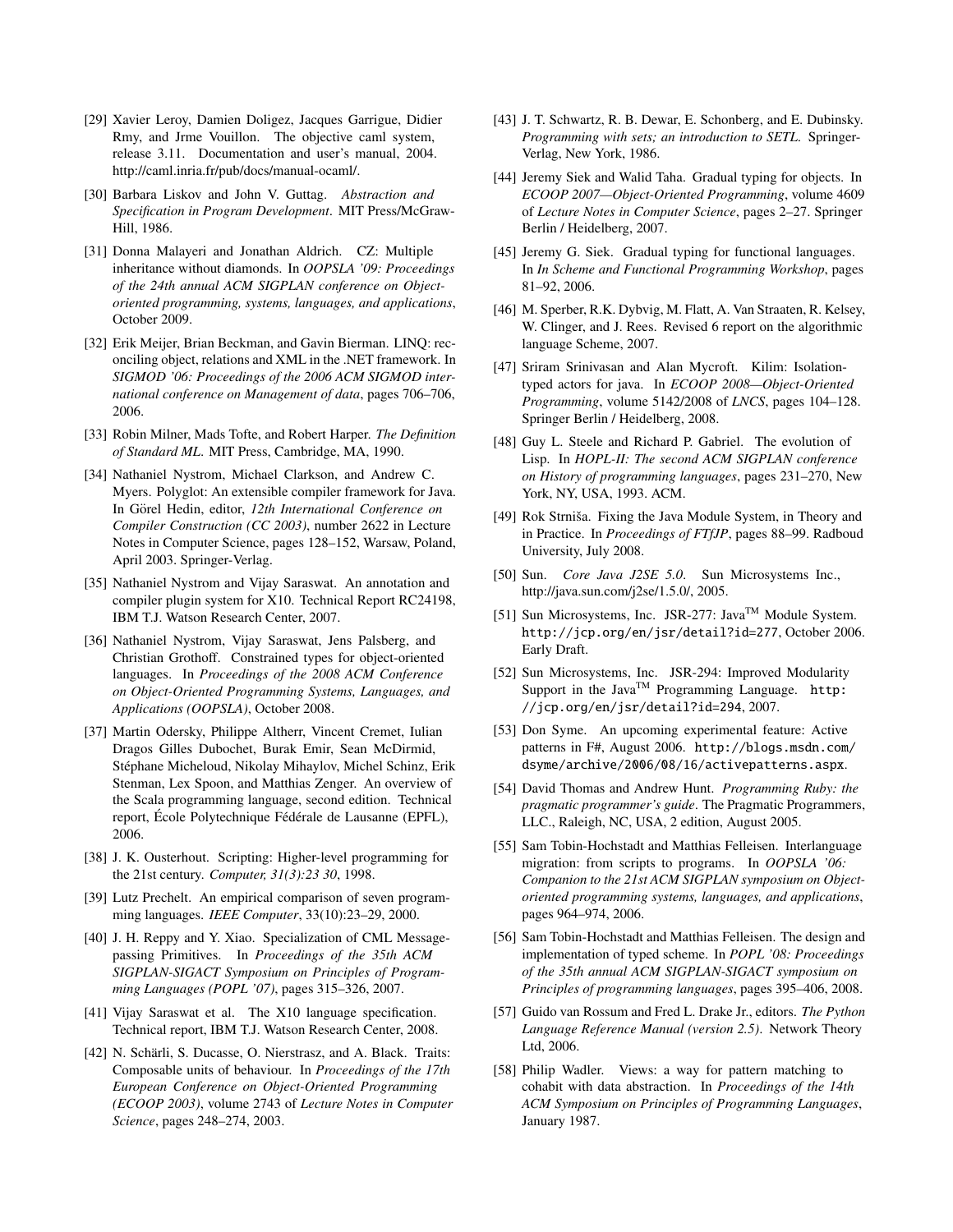[29] Xavier Leroy, Damien Doligez, Jacques Garrigue, Didier Rmy, and Jrme Vouillon. The objective caml system, release 3.11. Documentation and user's manual, 2004. http://caml.inria.fr/pub/docs/manual-ocaml/.

[30] Barbara Liskov and John V. Guttag. *Abstraction and Specification in Program Development*. MIT Press/McGraw-Hill, 1986.

[31] Donna Malayeri and Jonathan Aldrich. CZ: Multiple inheritance without diamonds. In *OOPSLA '09: Proceedings of the 24th annual ACM SIGPLAN conference on Object-oriented programming, systems, languages, and applications*, October 2009.

[32] Erik Meijer, Brian Beckman, and Gavin Bierman. LINQ: reconciling object, relations and XML in the .NET framework. In *SIGMOD '06: Proceedings of the 2006 ACM SIGMOD international conference on Management of data*, pages 706–706, 2006.

[33] Robin Milner, Mads Tofte, and Robert Harper. *The Definition of Standard ML*. MIT Press, Cambridge, MA, 1990.

[34] Nathaniel Nystrom, Michael Clarkson, and Andrew C. Myers. Polyglot: An extensible compiler framework for Java. In Görel Hedin, editor, *12th International Conference on Compiler Construction (CC 2003)*, number 2622 in Lecture Notes in Computer Science, pages 128–152, Warsaw, Poland, April 2003. Springer-Verlag.

[35] Nathaniel Nystrom and Vijay Saraswat. An annotation and compiler plugin system for X10. Technical Report RC24198, IBM T.J. Watson Research Center, 2007.

[36] Nathaniel Nystrom, Vijay Saraswat, Jens Palsberg, and Christian Grothoff. Constrained types for object-oriented languages. In *Proceedings of the 2008 ACM Conference on Object-Oriented Programming Systems, Languages, and Applications (OOPSLA)*, October 2008.

[37] Martin Odersky, Philippe Altherr, Vincent Cremet, Iulian Dragos Gilles Dubochet, Burak Emir, Sean McDirmid, Stéphane Micheloud, Nikolay Mihaylov, Michel Schinz, Erik Stenman, Lex Spoon, and Matthias Zenger. An overview of the Scala programming language, second edition. Technical report, École Polytechnique Fédérale de Lausanne (EPFL), 2006.

[38] J. K. Ousterhout. Scripting: Higher-level programming for the 21st century. *Computer, 31(3):23 30*, 1998.

[39] Lutz Prechelt. An empirical comparison of seven programming languages. *IEEE Computer*, 33(10):23–29, 2000.

[40] J. H. Reppy and Y. Xiao. Specialization of CML Message-passing Primitives. In *Proceedings of the 35th ACM SIGPLAN-SIGACT Symposium on Principles of Programming Languages (POPL '07)*, pages 315–326, 2007.

[41] Vijay Saraswat et al. The X10 language specification. Technical report, IBM T.J. Watson Research Center, 2008.

[42] N. Schärli, S. Ducasse, O. Nierstrasz, and A. Black. Traits: Composable units of behaviour. In *Proceedings of the 17th European Conference on Object-Oriented Programming (ECOOP 2003)*, volume 2743 of *Lecture Notes in Computer Science*, pages 248–274, 2003.

[43] J. T. Schwartz, R. B. Dewar, E. Schonberg, and E. Dubinsky. *Programming with sets; an introduction to SETL*. Springer-Verlag, New York, 1986.

[44] Jeremy Siek and Walid Taha. Gradual typing for objects. In *ECOOP 2007—Object-Oriented Programming*, volume 4609 of *Lecture Notes in Computer Science*, pages 2–27. Springer Berlin / Heidelberg, 2007.

[45] Jeremy G. Siek. Gradual typing for functional languages. In *In Scheme and Functional Programming Workshop*, pages 81–92, 2006.

[46] M. Sperber, R.K. Dybvig, M. Flatt, A. Van Straaten, R. Kelsey, W. Clinger, and J. Rees. Revised 6 report on the algorithmic language Scheme, 2007.

[47] Sriram Srinivasan and Alan Mycroft. Kilim: Isolation-typed actors for java. In *ECOOP 2008—Object-Oriented Programming*, volume 5142/2008 of *LNCS*, pages 104–128. Springer Berlin / Heidelberg, 2008.

[48] Guy L. Steele and Richard P. Gabriel. The evolution of Lisp. In *HOPL-II: The second ACM SIGPLAN conference on History of programming languages*, pages 231–270, New York, NY, USA, 1993. ACM.

[49] Rok Strniša. Fixing the Java Module System, in Theory and in Practice. In *Proceedings of FTfJP*, pages 88–99. Radboud University, July 2008.

[50] Sun. *Core Java J2SE 5.0*. Sun Microsystems Inc., http://java.sun.com/j2se/1.5.0/, 2005.

[51] Sun Microsystems, Inc. JSR-277: Java™ Module System. http://jcp.org/en/jsr/detail?id=277, October 2006. Early Draft.

[52] Sun Microsystems, Inc. JSR-294: Improved Modularity Support in the Java™ Programming Language. http://jcp.org/en/jsr/detail?id=294, 2007.

[53] Don Syme. An upcoming experimental feature: Active patterns in F#, August 2006. http://blogs.msdn.com/dsyme/archive/2006/08/16/activepatterns.aspx.

[54] David Thomas and Andrew Hunt. *Programming Ruby: the pragmatic programmer's guide*. The Pragmatic Programmers, LLC., Raleigh, NC, USA, 2 edition, August 2005.

[55] Sam Tobin-Hochstadt and Matthias Felleisen. Interlanguage migration: from scripts to programs. In *OOPSLA '06: Companion to the 21st ACM SIGPLAN symposium on Object-oriented programming systems, languages, and applications*, pages 964–974, 2006.

[56] Sam Tobin-Hochstadt and Matthias Felleisen. The design and implementation of typed scheme. In *POPL '08: Proceedings of the 35th annual ACM SIGPLAN-SIGACT symposium on Principles of programming languages*, pages 395–406, 2008.

[57] Guido van Rossum and Fred L. Drake Jr., editors. *The Python Language Reference Manual (version 2.5)*. Network Theory Ltd, 2006.

[58] Philip Wadler. Views: a way for pattern matching to cohabit with data abstraction. In *Proceedings of the 14th ACM Symposium on Principles of Programming Languages*, January 1987.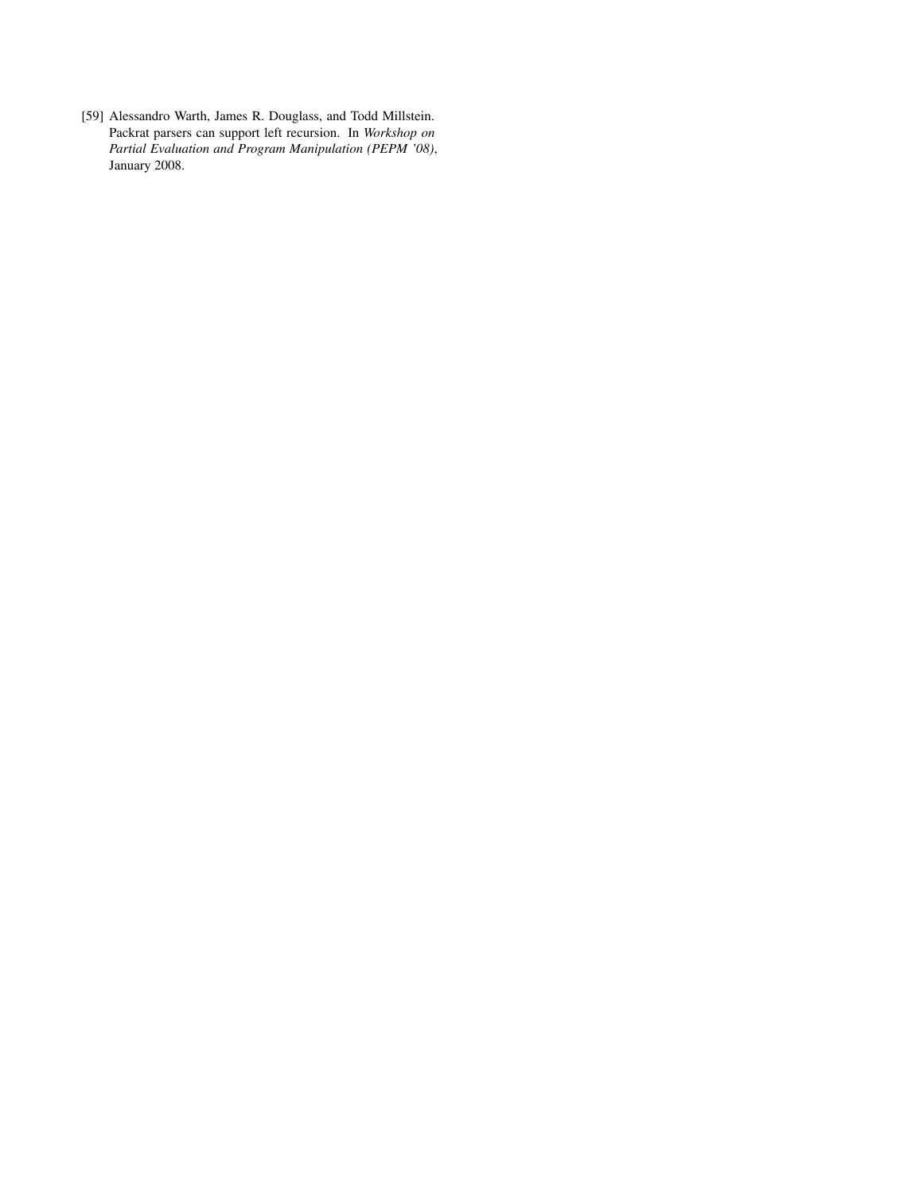[59] Alessandro Warth, James R. Douglass, and Todd Millstein. Packrat parsers can support left recursion. In *Workshop on Partial Evaluation and Program Manipulation (PEPM '08)*, January 2008.